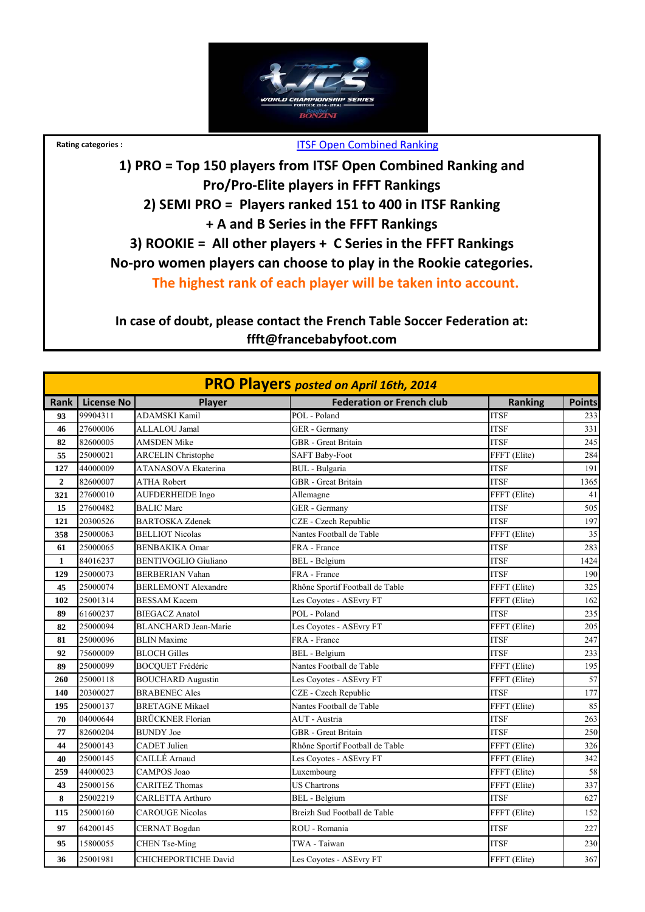Rating categories : [ITSF Open Combined Ranking]

**1) PRO = Top 150 players from ITSF Open Combined Ranking and Pro/Pro-Elite players in FFFT Rankings**

**2) SEMI PRO = Players ranked 151 to 400 in ITSF Ranking + A and B Series in the FFFT Rankings**

**3) ROOKIE = All other players + C Series in the FFFT Rankings**

**No-pro women players can choose to play in the Rookie categories.**

**The highest rank of each player will be taken into account.**

**In case of doubt, please contact the French Table Soccer Federation at: ffft@francebabyfoot.com**

## PRO Players *posted on April 16th, 2014*

| Rank | License No | Player | Federation or French club | Ranking | Points |
|---|---|---|---|---|---|
| 93 | 99904311 | ADAMSKI Kamil | POL - Poland | ITSF | 233 |
| 46 | 27600006 | ALLALOU Jamal | GER - Germany | ITSF | 331 |
| 82 | 82600005 | AMSDEN Mike | GBR - Great Britain | ITSF | 245 |
| 55 | 25000021 | ARCELIN Christophe | SAFT Baby-Foot | FFFT (Elite) | 284 |
| 127 | 44000009 | ATANASOVA Ekaterina | BUL - Bulgaria | ITSF | 191 |
| 2 | 82600007 | ATHA Robert | GBR - Great Britain | ITSF | 1365 |
| 321 | 27600010 | AUFDERHEIDE Ingo | Allemagne | FFFT (Elite) | 41 |
| 15 | 27600482 | BALIC Marc | GER - Germany | ITSF | 505 |
| 121 | 20300526 | BARTOSKA Zdenek | CZE - Czech Republic | ITSF | 197 |
| 358 | 25000063 | BELLIOT Nicolas | Nantes Football de Table | FFFT (Elite) | 35 |
| 61 | 25000065 | BENBAKIKA Omar | FRA - France | ITSF | 283 |
| 1 | 84016237 | BENTIVOGLIO Giuliano | BEL - Belgium | ITSF | 1424 |
| 129 | 25000073 | BERBERIAN Vahan | FRA - France | ITSF | 190 |
| 45 | 25000074 | BERLEMONT Alexandre | Rhône Sportif Football de Table | FFFT (Elite) | 325 |
| 102 | 25001314 | BESSAM Kacem | Les Coyotes - ASEvry FT | FFFT (Elite) | 162 |
| 89 | 61600237 | BIEGACZ Anatol | POL - Poland | ITSF | 235 |
| 82 | 25000094 | BLANCHARD Jean-Marie | Les Coyotes - ASEvry FT | FFFT (Elite) | 205 |
| 81 | 25000096 | BLIN Maxime | FRA - France | ITSF | 247 |
| 92 | 75600009 | BLOCH Gilles | BEL - Belgium | ITSF | 233 |
| 89 | 25000099 | BOCQUET Frédéric | Nantes Football de Table | FFFT (Elite) | 195 |
| 260 | 25000118 | BOUCHARD Augustin | Les Coyotes - ASEvry FT | FFFT (Elite) | 57 |
| 140 | 20300027 | BRABENEC Ales | CZE - Czech Republic | ITSF | 177 |
| 195 | 25000137 | BRETAGNE Mikael | Nantes Football de Table | FFFT (Elite) | 85 |
| 70 | 04000644 | BRÜCKNER Florian | AUT - Austria | ITSF | 263 |
| 77 | 82600204 | BUNDY Joe | GBR - Great Britain | ITSF | 250 |
| 44 | 25000143 | CADET Julien | Rhône Sportif Football de Table | FFFT (Elite) | 326 |
| 40 | 25000145 | CAILLÉ Arnaud | Les Coyotes - ASEvry FT | FFFT (Elite) | 342 |
| 259 | 44000023 | CAMPOS Joao | Luxembourg | FFFT (Elite) | 58 |
| 43 | 25000156 | CARITEZ Thomas | US Chartrons | FFFT (Elite) | 337 |
| 8 | 25002219 | CARLETTA Arthuro | BEL - Belgium | ITSF | 627 |
| 115 | 25000160 | CAROUGE Nicolas | Breizh Sud Football de Table | FFFT (Elite) | 152 |
| 97 | 64200145 | CERNAT Bogdan | ROU - Romania | ITSF | 227 |
| 95 | 15800055 | CHEN Tse-Ming | TWA - Taiwan | ITSF | 230 |
| 36 | 25001981 | CHICHEPORTICHE David | Les Coyotes - ASEvry FT | FFFT (Elite) | 367 |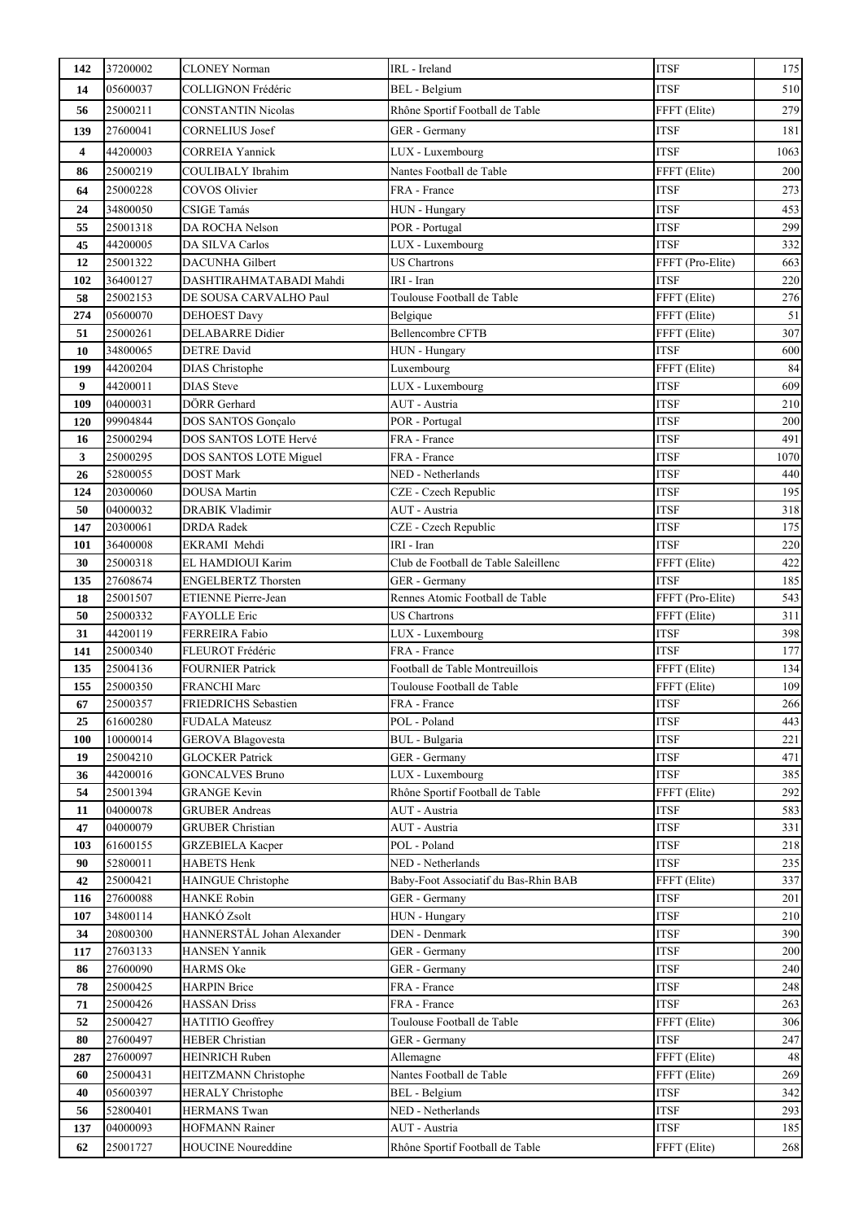| 142 | 37200002 | CLONEY Norman | IRL - Ireland | ITSF | 175 |
|---|---|---|---|---|---|
| 14 | 05600037 | COLLIGNON Frédéric | BEL - Belgium | ITSF | 510 |
| 56 | 25000211 | CONSTANTIN Nicolas | Rhône Sportif Football de Table | FFFT (Elite) | 279 |
| 139 | 27600041 | CORNELIUS Josef | GER - Germany | ITSF | 181 |
| 4 | 44200003 | CORREIA Yannick | LUX - Luxembourg | ITSF | 1063 |
| 86 | 25000219 | COULIBALY Ibrahim | Nantes Football de Table | FFFT (Elite) | 200 |
| 64 | 25000228 | COVOS Olivier | FRA - France | ITSF | 273 |
| 24 | 34800050 | CSIGE Tamás | HUN - Hungary | ITSF | 453 |
| 55 | 25001318 | DA ROCHA Nelson | POR - Portugal | ITSF | 299 |
| 45 | 44200005 | DA SILVA Carlos | LUX - Luxembourg | ITSF | 332 |
| 12 | 25001322 | DACUNHA Gilbert | US Chartrons | FFFT (Pro-Elite) | 663 |
| 102 | 36400127 | DASHTIRAHMATABADI Mahdi | IRI - Iran | ITSF | 220 |
| 58 | 25002153 | DE SOUSA CARVALHO Paul | Toulouse Football de Table | FFFT (Elite) | 276 |
| 274 | 05600070 | DEHOEST Davy | Belgique | FFFT (Elite) | 51 |
| 51 | 25000261 | DELABARRE Didier | Bellencombre CFTB | FFFT (Elite) | 307 |
| 10 | 34800065 | DETRE David | HUN - Hungary | ITSF | 600 |
| 199 | 44200204 | DIAS Christophe | Luxembourg | FFFT (Elite) | 84 |
| 9 | 44200011 | DIAS Steve | LUX - Luxembourg | ITSF | 609 |
| 109 | 04000031 | DÖRR Gerhard | AUT - Austria | ITSF | 210 |
| 120 | 99904844 | DOS SANTOS Gonçalo | POR - Portugal | ITSF | 200 |
| 16 | 25000294 | DOS SANTOS LOTE Hervé | FRA - France | ITSF | 491 |
| 3 | 25000295 | DOS SANTOS LOTE Miguel | FRA - France | ITSF | 1070 |
| 26 | 52800055 | DOST Mark | NED - Netherlands | ITSF | 440 |
| 124 | 20300060 | DOUSA Martin | CZE - Czech Republic | ITSF | 195 |
| 50 | 04000032 | DRABIK Vladimir | AUT - Austria | ITSF | 318 |
| 147 | 20300061 | DRDA Radek | CZE - Czech Republic | ITSF | 175 |
| 101 | 36400008 | EKRAMI Mehdi | IRI - Iran | ITSF | 220 |
| 30 | 25000318 | EL HAMDIOUI Karim | Club de Football de Table Saleillenc | FFFT (Elite) | 422 |
| 135 | 27608674 | ENGELBERTZ Thorsten | GER - Germany | ITSF | 185 |
| 18 | 25001507 | ETIENNE Pierre-Jean | Rennes Atomic Football de Table | FFFT (Pro-Elite) | 543 |
| 50 | 25000332 | FAYOLLE Eric | US Chartrons | FFFT (Elite) | 311 |
| 31 | 44200119 | FERREIRA Fabio | LUX - Luxembourg | ITSF | 398 |
| 141 | 25000340 | FLEUROT Frédéric | FRA - France | ITSF | 177 |
| 135 | 25004136 | FOURNIER Patrick | Football de Table Montreuillois | FFFT (Elite) | 134 |
| 155 | 25000350 | FRANCHI Marc | Toulouse Football de Table | FFFT (Elite) | 109 |
| 67 | 25000357 | FRIEDRICHS Sebastien | FRA - France | ITSF | 266 |
| 25 | 61600280 | FUDALA Mateusz | POL - Poland | ITSF | 443 |
| 100 | 10000014 | GEROVA Blagovesta | BUL - Bulgaria | ITSF | 221 |
| 19 | 25004210 | GLOCKER Patrick | GER - Germany | ITSF | 471 |
| 36 | 44200016 | GONCALVES Bruno | LUX - Luxembourg | ITSF | 385 |
| 54 | 25001394 | GRANGE Kevin | Rhône Sportif Football de Table | FFFT (Elite) | 292 |
| 11 | 04000078 | GRUBER Andreas | AUT - Austria | ITSF | 583 |
| 47 | 04000079 | GRUBER Christian | AUT - Austria | ITSF | 331 |
| 103 | 61600155 | GRZEBIELA Kacper | POL - Poland | ITSF | 218 |
| 90 | 52800011 | HABETS Henk | NED - Netherlands | ITSF | 235 |
| 42 | 25000421 | HAINGUE Christophe | Baby-Foot Associatif du Bas-Rhin BAB | FFFT (Elite) | 337 |
| 116 | 27600088 | HANKE Robin | GER - Germany | ITSF | 201 |
| 107 | 34800114 | HANKÓ Zsolt | HUN - Hungary | ITSF | 210 |
| 34 | 20800300 | HANNERSTÅL Johan Alexander | DEN - Denmark | ITSF | 390 |
| 117 | 27603133 | HANSEN Yannik | GER - Germany | ITSF | 200 |
| 86 | 27600090 | HARMS Oke | GER - Germany | ITSF | 240 |
| 78 | 25000425 | HARPIN Brice | FRA - France | ITSF | 248 |
| 71 | 25000426 | HASSAN Driss | FRA - France | ITSF | 263 |
| 52 | 25000427 | HATITIO Geoffrey | Toulouse Football de Table | FFFT (Elite) | 306 |
| 80 | 27600497 | HEBER Christian | GER - Germany | ITSF | 247 |
| 287 | 27600097 | HEINRICH Ruben | Allemagne | FFFT (Elite) | 48 |
| 60 | 25000431 | HEITZMANN Christophe | Nantes Football de Table | FFFT (Elite) | 269 |
| 40 | 05600397 | HERALY Christophe | BEL - Belgium | ITSF | 342 |
| 56 | 52800401 | HERMANS Twan | NED - Netherlands | ITSF | 293 |
| 137 | 04000093 | HOFMANN Rainer | AUT - Austria | ITSF | 185 |
| 62 | 25001727 | HOUCINE Noureddine | Rhône Sportif Football de Table | FFFT (Elite) | 268 |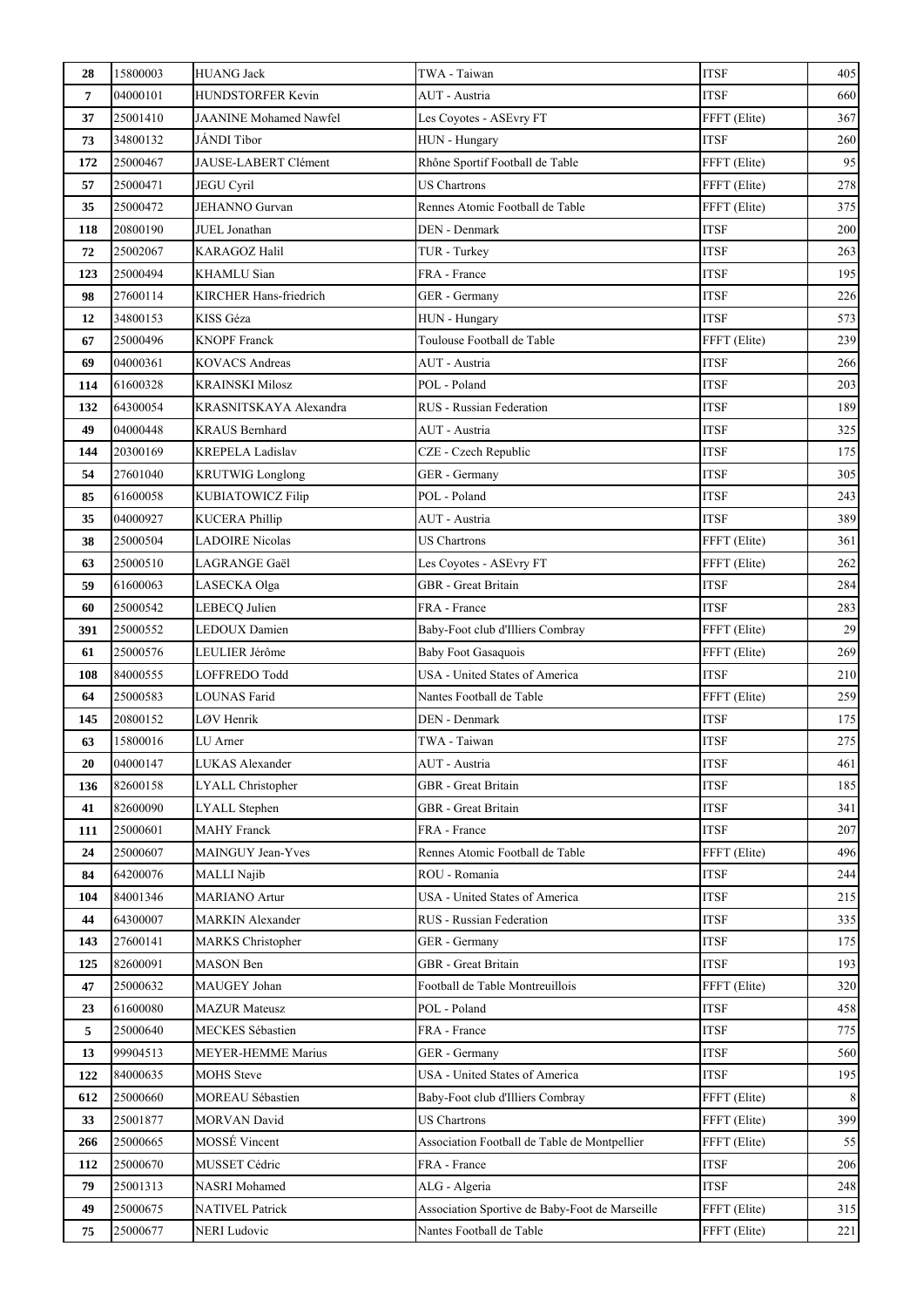| 28 | 15800003 | HUANG Jack | TWA - Taiwan | ITSF | 405 |
|---|---|---|---|---|---|
| 7 | 04000101 | HUNDSTORFER Kevin | AUT - Austria | ITSF | 660 |
| 37 | 25001410 | JAANINE Mohamed Nawfel | Les Coyotes - ASEvry FT | FFFT (Elite) | 367 |
| 73 | 34800132 | JÁNDI Tibor | HUN - Hungary | ITSF | 260 |
| 172 | 25000467 | JAUSE-LABERT Clément | Rhône Sportif Football de Table | FFFT (Elite) | 95 |
| 57 | 25000471 | JEGU Cyril | US Chartrons | FFFT (Elite) | 278 |
| 35 | 25000472 | JEHANNO Gurvan | Rennes Atomic Football de Table | FFFT (Elite) | 375 |
| 118 | 20800190 | JUEL Jonathan | DEN - Denmark | ITSF | 200 |
| 72 | 25002067 | KARAGOZ Halil | TUR - Turkey | ITSF | 263 |
| 123 | 25000494 | KHAMLU Sian | FRA - France | ITSF | 195 |
| 98 | 27600114 | KIRCHER Hans-friedrich | GER - Germany | ITSF | 226 |
| 12 | 34800153 | KISS Géza | HUN - Hungary | ITSF | 573 |
| 67 | 25000496 | KNOPF Franck | Toulouse Football de Table | FFFT (Elite) | 239 |
| 69 | 04000361 | KOVACS Andreas | AUT - Austria | ITSF | 266 |
| 114 | 61600328 | KRAINSKI Milosz | POL - Poland | ITSF | 203 |
| 132 | 64300054 | KRASNITSKAYA Alexandra | RUS - Russian Federation | ITSF | 189 |
| 49 | 04000448 | KRAUS Bernhard | AUT - Austria | ITSF | 325 |
| 144 | 20300169 | KREPELA Ladislav | CZE - Czech Republic | ITSF | 175 |
| 54 | 27601040 | KRUTWIG Longlong | GER - Germany | ITSF | 305 |
| 85 | 61600058 | KUBIATOWICZ Filip | POL - Poland | ITSF | 243 |
| 35 | 04000927 | KUCERA Phillip | AUT - Austria | ITSF | 389 |
| 38 | 25000504 | LADOIRE Nicolas | US Chartrons | FFFT (Elite) | 361 |
| 63 | 25000510 | LAGRANGE Gaël | Les Coyotes - ASEvry FT | FFFT (Elite) | 262 |
| 59 | 61600063 | LASECKA Olga | GBR - Great Britain | ITSF | 284 |
| 60 | 25000542 | LEBECQ Julien | FRA - France | ITSF | 283 |
| 391 | 25000552 | LEDOUX Damien | Baby-Foot club d'Illiers Combray | FFFT (Elite) | 29 |
| 61 | 25000576 | LEULIER Jérôme | Baby Foot Gasaquois | FFFT (Elite) | 269 |
| 108 | 84000555 | LOFFREDO Todd | USA - United States of America | ITSF | 210 |
| 64 | 25000583 | LOUNAS Farid | Nantes Football de Table | FFFT (Elite) | 259 |
| 145 | 20800152 | LØV Henrik | DEN - Denmark | ITSF | 175 |
| 63 | 15800016 | LU Arner | TWA - Taiwan | ITSF | 275 |
| 20 | 04000147 | LUKAS Alexander | AUT - Austria | ITSF | 461 |
| 136 | 82600158 | LYALL Christopher | GBR - Great Britain | ITSF | 185 |
| 41 | 82600090 | LYALL Stephen | GBR - Great Britain | ITSF | 341 |
| 111 | 25000601 | MAHY Franck | FRA - France | ITSF | 207 |
| 24 | 25000607 | MAINGUY Jean-Yves | Rennes Atomic Football de Table | FFFT (Elite) | 496 |
| 84 | 64200076 | MALLI Najib | ROU - Romania | ITSF | 244 |
| 104 | 84001346 | MARIANO Artur | USA - United States of America | ITSF | 215 |
| 44 | 64300007 | MARKIN Alexander | RUS - Russian Federation | ITSF | 335 |
| 143 | 27600141 | MARKS Christopher | GER - Germany | ITSF | 175 |
| 125 | 82600091 | MASON Ben | GBR - Great Britain | ITSF | 193 |
| 47 | 25000632 | MAUGEY Johan | Football de Table Montreuillois | FFFT (Elite) | 320 |
| 23 | 61600080 | MAZUR Mateusz | POL - Poland | ITSF | 458 |
| 5 | 25000640 | MECKES Sébastien | FRA - France | ITSF | 775 |
| 13 | 99904513 | MEYER-HEMME Marius | GER - Germany | ITSF | 560 |
| 122 | 84000635 | MOHS Steve | USA - United States of America | ITSF | 195 |
| 612 | 25000660 | MOREAU Sébastien | Baby-Foot club d'Illiers Combray | FFFT (Elite) | 8 |
| 33 | 25001877 | MORVAN David | US Chartrons | FFFT (Elite) | 399 |
| 266 | 25000665 | MOSSÉ Vincent | Association Football de Table de Montpellier | FFFT (Elite) | 55 |
| 112 | 25000670 | MUSSET Cédric | FRA - France | ITSF | 206 |
| 79 | 25001313 | NASRI Mohamed | ALG - Algeria | ITSF | 248 |
| 49 | 25000675 | NATIVEL Patrick | Association Sportive de Baby-Foot de Marseille | FFFT (Elite) | 315 |
| 75 | 25000677 | NERI Ludovic | Nantes Football de Table | FFFT (Elite) | 221 |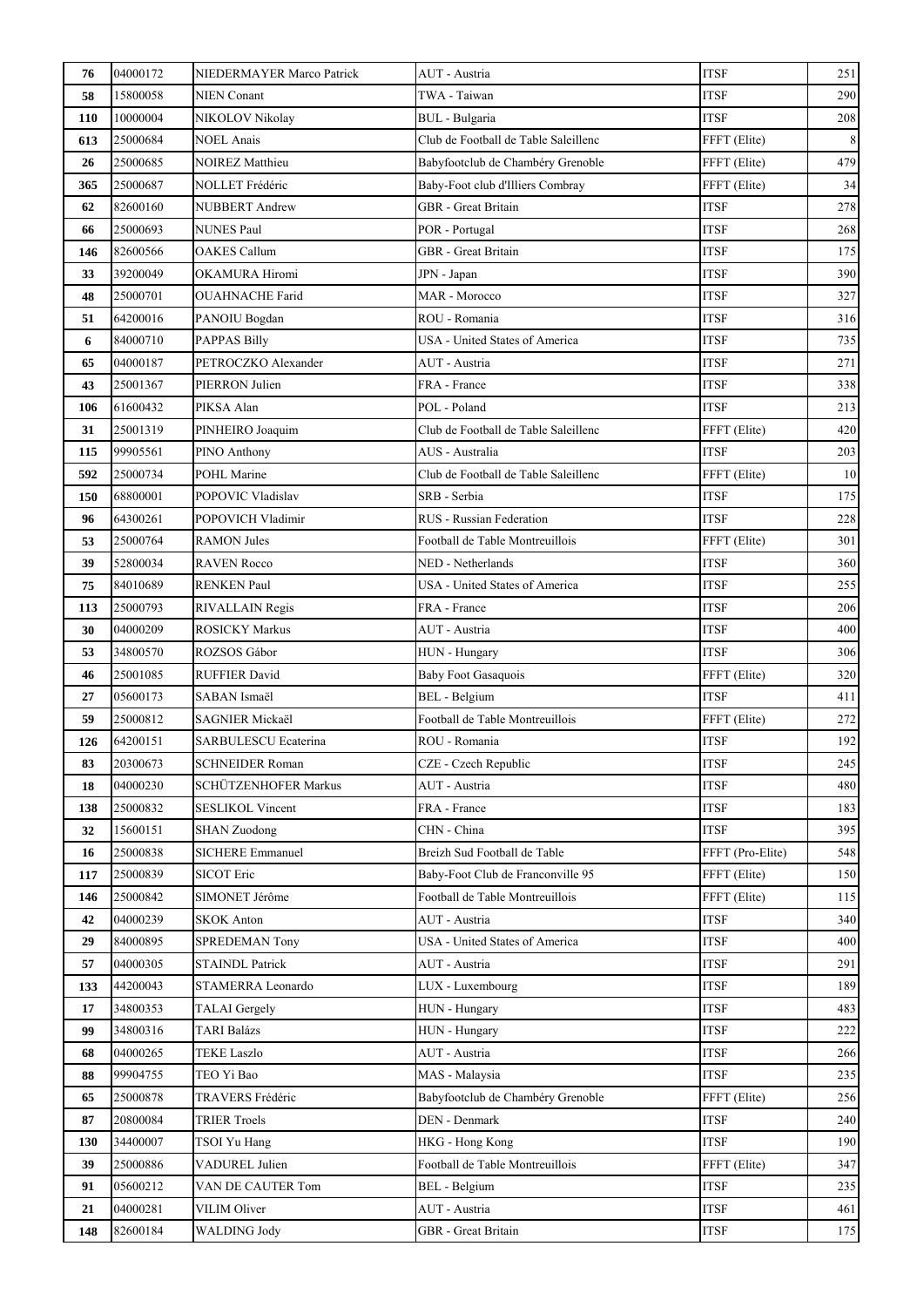| 76 | 04000172 | NIEDERMAYER Marco Patrick | AUT - Austria | ITSF | 251 |
|---|---|---|---|---|---|
| 58 | 15800058 | NIEN Conant | TWA - Taiwan | ITSF | 290 |
| 110 | 10000004 | NIKOLOV Nikolay | BUL - Bulgaria | ITSF | 208 |
| 613 | 25000684 | NOEL Anais | Club de Football de Table Saleillenc | FFFT (Elite) | 8 |
| 26 | 25000685 | NOIREZ Matthieu | Babyfootclub de Chambéry Grenoble | FFFT (Elite) | 479 |
| 365 | 25000687 | NOLLET Frédéric | Baby-Foot club d'Illiers Combray | FFFT (Elite) | 34 |
| 62 | 82600160 | NUBBERT Andrew | GBR - Great Britain | ITSF | 278 |
| 66 | 25000693 | NUNES Paul | POR - Portugal | ITSF | 268 |
| 146 | 82600566 | OAKES Callum | GBR - Great Britain | ITSF | 175 |
| 33 | 39200049 | OKAMURA Hiromi | JPN - Japan | ITSF | 390 |
| 48 | 25000701 | OUAHNACHE Farid | MAR - Morocco | ITSF | 327 |
| 51 | 64200016 | PANOIU Bogdan | ROU - Romania | ITSF | 316 |
| 6 | 84000710 | PAPPAS Billy | USA - United States of America | ITSF | 735 |
| 65 | 04000187 | PETROCZKO Alexander | AUT - Austria | ITSF | 271 |
| 43 | 25001367 | PIERRON Julien | FRA - France | ITSF | 338 |
| 106 | 61600432 | PIKSA Alan | POL - Poland | ITSF | 213 |
| 31 | 25001319 | PINHEIRO Joaquim | Club de Football de Table Saleillenc | FFFT (Elite) | 420 |
| 115 | 99905561 | PINO Anthony | AUS - Australia | ITSF | 203 |
| 592 | 25000734 | POHL Marine | Club de Football de Table Saleillenc | FFFT (Elite) | 10 |
| 150 | 68800001 | POPOVIC Vladislav | SRB - Serbia | ITSF | 175 |
| 96 | 64300261 | POPOVICH Vladimir | RUS - Russian Federation | ITSF | 228 |
| 53 | 25000764 | RAMON Jules | Football de Table Montreuillois | FFFT (Elite) | 301 |
| 39 | 52800034 | RAVEN Rocco | NED - Netherlands | ITSF | 360 |
| 75 | 84010689 | RENKEN Paul | USA - United States of America | ITSF | 255 |
| 113 | 25000793 | RIVALLAIN Regis | FRA - France | ITSF | 206 |
| 30 | 04000209 | ROSICKY Markus | AUT - Austria | ITSF | 400 |
| 53 | 34800570 | ROZSOS Gábor | HUN - Hungary | ITSF | 306 |
| 46 | 25001085 | RUFFIER David | Baby Foot Gasaquois | FFFT (Elite) | 320 |
| 27 | 05600173 | SABAN Ismaël | BEL - Belgium | ITSF | 411 |
| 59 | 25000812 | SAGNIER Mickaël | Football de Table Montreuillois | FFFT (Elite) | 272 |
| 126 | 64200151 | SARBULESCU Ecaterina | ROU - Romania | ITSF | 192 |
| 83 | 20300673 | SCHNEIDER Roman | CZE - Czech Republic | ITSF | 245 |
| 18 | 04000230 | SCHÜTZENHOFER Markus | AUT - Austria | ITSF | 480 |
| 138 | 25000832 | SESLIKOL Vincent | FRA - France | ITSF | 183 |
| 32 | 15600151 | SHAN Zuodong | CHN - China | ITSF | 395 |
| 16 | 25000838 | SICHERE Emmanuel | Breizh Sud Football de Table | FFFT (Pro-Elite) | 548 |
| 117 | 25000839 | SICOT Eric | Baby-Foot Club de Franconville 95 | FFFT (Elite) | 150 |
| 146 | 25000842 | SIMONET Jérôme | Football de Table Montreuillois | FFFT (Elite) | 115 |
| 42 | 04000239 | SKOK Anton | AUT - Austria | ITSF | 340 |
| 29 | 84000895 | SPREDEMAN Tony | USA - United States of America | ITSF | 400 |
| 57 | 04000305 | STAINDL Patrick | AUT - Austria | ITSF | 291 |
| 133 | 44200043 | STAMERRA Leonardo | LUX - Luxembourg | ITSF | 189 |
| 17 | 34800353 | TALAI Gergely | HUN - Hungary | ITSF | 483 |
| 99 | 34800316 | TARI Balázs | HUN - Hungary | ITSF | 222 |
| 68 | 04000265 | TEKE Laszlo | AUT - Austria | ITSF | 266 |
| 88 | 99904755 | TEO Yi Bao | MAS - Malaysia | ITSF | 235 |
| 65 | 25000878 | TRAVERS Frédéric | Babyfootclub de Chambéry Grenoble | FFFT (Elite) | 256 |
| 87 | 20800084 | TRIER Troels | DEN - Denmark | ITSF | 240 |
| 130 | 34400007 | TSOI Yu Hang | HKG - Hong Kong | ITSF | 190 |
| 39 | 25000886 | VADUREL Julien | Football de Table Montreuillois | FFFT (Elite) | 347 |
| 91 | 05600212 | VAN DE CAUTER Tom | BEL - Belgium | ITSF | 235 |
| 21 | 04000281 | VILIM Oliver | AUT - Austria | ITSF | 461 |
| 148 | 82600184 | WALDING Jody | GBR - Great Britain | ITSF | 175 |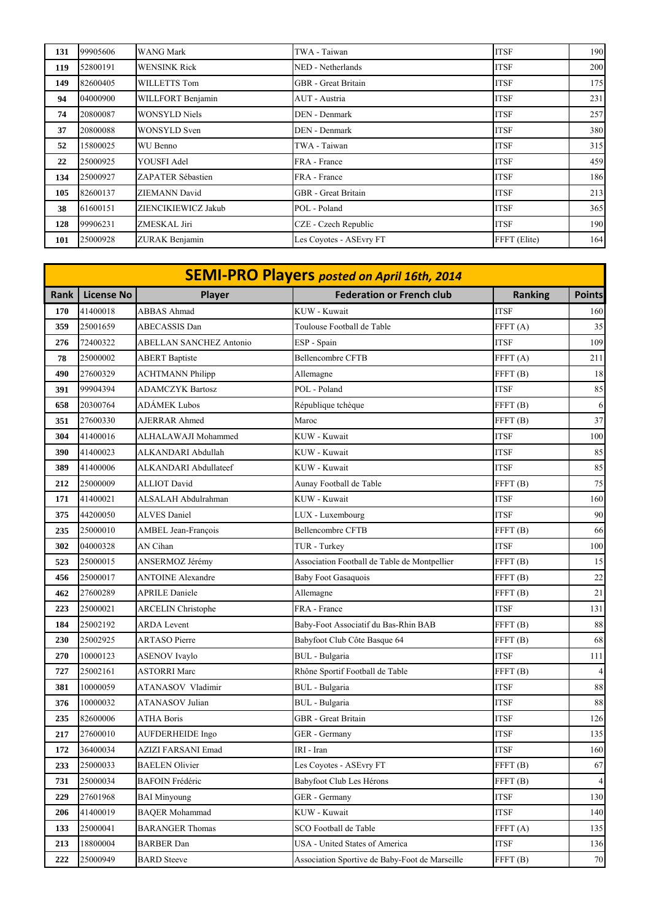| 131 | 99905606 | WANG Mark | TWA - Taiwan | ITSF | 190 |
|---|---|---|---|---|---|
| 119 | 52800191 | WENSINK Rick | NED - Netherlands | ITSF | 200 |
| 149 | 82600405 | WILLETTS Tom | GBR - Great Britain | ITSF | 175 |
| 94 | 04000900 | WILLFORT Benjamin | AUT - Austria | ITSF | 231 |
| 74 | 20800087 | WONSYLD Niels | DEN - Denmark | ITSF | 257 |
| 37 | 20800088 | WONSYLD Sven | DEN - Denmark | ITSF | 380 |
| 52 | 15800025 | WU Benno | TWA - Taiwan | ITSF | 315 |
| 22 | 25000925 | YOUSFI Adel | FRA - France | ITSF | 459 |
| 134 | 25000927 | ZAPATER Sébastien | FRA - France | ITSF | 186 |
| 105 | 82600137 | ZIEMANN David | GBR - Great Britain | ITSF | 213 |
| 38 | 61600151 | ZIENCIKIEWICZ Jakub | POL - Poland | ITSF | 365 |
| 128 | 99906231 | ZMESKAL Jiri | CZE - Czech Republic | ITSF | 190 |
| 101 | 25000928 | ZURAK Benjamin | Les Coyotes - ASEvry FT | FFFT (Elite) | 164 |

## SEMI-PRO Players *posted on April 16th, 2014*

| Rank | License No | Player | Federation or French club | Ranking | Points |
|---|---|---|---|---|---|
| 170 | 41400018 | ABBAS Ahmad | KUW - Kuwait | ITSF | 160 |
| 359 | 25001659 | ABECASSIS Dan | Toulouse Football de Table | FFFT (A) | 35 |
| 276 | 72400322 | ABELLAN SANCHEZ Antonio | ESP - Spain | ITSF | 109 |
| 78 | 25000002 | ABERT Baptiste | Bellencombre CFTB | FFFT (A) | 211 |
| 490 | 27600329 | ACHTMANN Philipp | Allemagne | FFFT (B) | 18 |
| 391 | 99904394 | ADAMCZYK Bartosz | POL - Poland | ITSF | 85 |
| 658 | 20300764 | ADÁMEK Lubos | République tchèque | FFFT (B) | 6 |
| 351 | 27600330 | AJERRAR Ahmed | Maroc | FFFT (B) | 37 |
| 304 | 41400016 | ALHALAWAJI Mohammed | KUW - Kuwait | ITSF | 100 |
| 390 | 41400023 | ALKANDARI Abdullah | KUW - Kuwait | ITSF | 85 |
| 389 | 41400006 | ALKANDARI Abdullateef | KUW - Kuwait | ITSF | 85 |
| 212 | 25000009 | ALLIOT David | Aunay Football de Table | FFFT (B) | 75 |
| 171 | 41400021 | ALSALAH Abdulrahman | KUW - Kuwait | ITSF | 160 |
| 375 | 44200050 | ALVES Daniel | LUX - Luxembourg | ITSF | 90 |
| 235 | 25000010 | AMBEL Jean-François | Bellencombre CFTB | FFFT (B) | 66 |
| 302 | 04000328 | AN Cihan | TUR - Turkey | ITSF | 100 |
| 523 | 25000015 | ANSERMOZ Jérémy | Association Football de Table de Montpellier | FFFT (B) | 15 |
| 456 | 25000017 | ANTOINE Alexandre | Baby Foot Gasaquois | FFFT (B) | 22 |
| 462 | 27600289 | APRILE Daniele | Allemagne | FFFT (B) | 21 |
| 223 | 25000021 | ARCELIN Christophe | FRA - France | ITSF | 131 |
| 184 | 25002192 | ARDA Levent | Baby-Foot Associatif du Bas-Rhin BAB | FFFT (B) | 88 |
| 230 | 25002925 | ARTASO Pierre | Babyfoot Club Côte Basque 64 | FFFT (B) | 68 |
| 270 | 10000123 | ASENOV Ivaylo | BUL - Bulgaria | ITSF | 111 |
| 727 | 25002161 | ASTORRI Marc | Rhône Sportif Football de Table | FFFT (B) | 4 |
| 381 | 10000059 | ATANASOV Vladimir | BUL - Bulgaria | ITSF | 88 |
| 376 | 10000032 | ATANASOV Julian | BUL - Bulgaria | ITSF | 88 |
| 235 | 82600006 | ATHA Boris | GBR - Great Britain | ITSF | 126 |
| 217 | 27600010 | AUFDERHEIDE Ingo | GER - Germany | ITSF | 135 |
| 172 | 36400034 | AZIZI FARSANI Emad | IRI - Iran | ITSF | 160 |
| 233 | 25000033 | BAELEN Olivier | Les Coyotes - ASEvry FT | FFFT (B) | 67 |
| 731 | 25000034 | BAFOIN Frédéric | Babyfoot Club Les Hérons | FFFT (B) | 4 |
| 229 | 27601968 | BAI Minyoung | GER - Germany | ITSF | 130 |
| 206 | 41400019 | BAQER Mohammad | KUW - Kuwait | ITSF | 140 |
| 133 | 25000041 | BARANGER Thomas | SCO Football de Table | FFFT (A) | 135 |
| 213 | 18800004 | BARBER Dan | USA - United States of America | ITSF | 136 |
| 222 | 25000949 | BARD Steeve | Association Sportive de Baby-Foot de Marseille | FFFT (B) | 70 |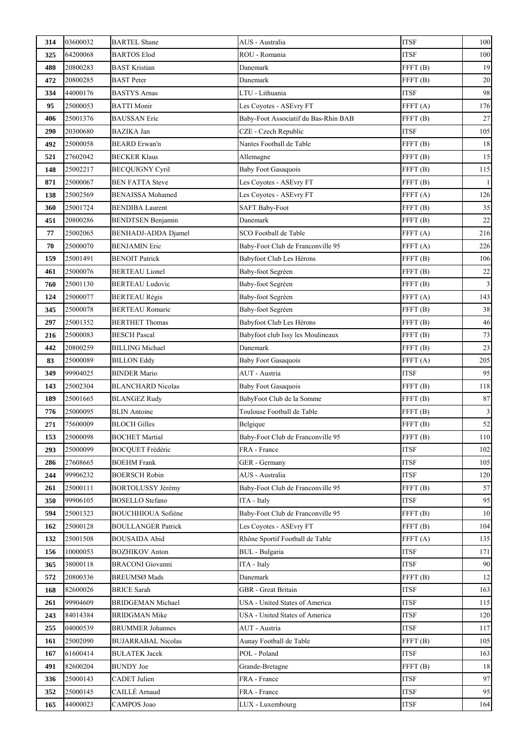| | | | | | |
|---|---|---|---|---|---|
| **314** | 03600032 | BARTEL Shane | AUS - Australia | ITSF | 100 |
| **325** | 64200068 | BARTOS Elod | ROU - Romania | ITSF | 100 |
| **480** | 20800283 | BAST Kristian | Danemark | FFFT (B) | 19 |
| **472** | 20800285 | BAST Peter | Danemark | FFFT (B) | 20 |
| **334** | 44000176 | BASTYS Arnas | LTU - Lithuania | ITSF | 98 |
| **95** | 25000053 | BATTI Monir | Les Coyotes - ASEvry FT | FFFT (A) | 176 |
| **406** | 25001376 | BAUSSAN Eric | Baby-Foot Associatif du Bas-Rhin BAB | FFFT (B) | 27 |
| **290** | 20300680 | BAZIKA Jan | CZE - Czech Republic | ITSF | 105 |
| **492** | 25000058 | BEARD Erwan'n | Nantes Football de Table | FFFT (B) | 18 |
| **521** | 27602042 | BECKER Klaus | Allemagne | FFFT (B) | 15 |
| **148** | 25002217 | BECQUIGNY Cyril | Baby Foot Gasaquois | FFFT (B) | 115 |
| **871** | 25000067 | BEN FATTA Steve | Les Coyotes - ASEvry FT | FFFT (B) | 1 |
| **138** | 25002569 | BENAISSA Mohamed | Les Coyotes - ASEvry FT | FFFT (A) | 126 |
| **360** | 25001724 | BENDIBA Laurent | SAFT Baby-Foot | FFFT (B) | 35 |
| **451** | 20800286 | BENDTSEN Benjamin | Danemark | FFFT (B) | 22 |
| **77** | 25002065 | BENHADJ-ADDA Djamel | SCO Football de Table | FFFT (A) | 216 |
| **70** | 25000070 | BENJAMIN Eric | Baby-Foot Club de Franconville 95 | FFFT (A) | 226 |
| **159** | 25001491 | BENOIT Patrick | Babyfoot Club Les Hérons | FFFT (B) | 106 |
| **461** | 25000076 | BERTEAU Lionel | Baby-foot Segréen | FFFT (B) | 22 |
| **760** | 25001130 | BERTEAU Ludovic | Baby-foot Segréen | FFFT (B) | 3 |
| **124** | 25000077 | BERTEAU Régis | Baby-foot Segréen | FFFT (A) | 143 |
| **345** | 25000078 | BERTEAU Romaric | Baby-foot Segréen | FFFT (B) | 38 |
| **297** | 25001352 | BERTHET Thomas | Babyfoot Club Les Hérons | FFFT (B) | 46 |
| **216** | 25000083 | BESCH Pascal | Babyfoot club Issy les Moulineaux | FFFT (B) | 73 |
| **442** | 20800259 | BILLING Michael | Danemark | FFFT (B) | 23 |
| **83** | 25000089 | BILLON Eddy | Baby Foot Gasaquois | FFFT (A) | 205 |
| **349** | 99904025 | BINDER Mario | AUT - Austria | ITSF | 95 |
| **143** | 25002304 | BLANCHARD Nicolas | Baby Foot Gasaquois | FFFT (B) | 118 |
| **189** | 25001665 | BLANGEZ Rudy | BabyFoot Club de la Somme | FFFT (B) | 87 |
| **776** | 25000095 | BLIN Antoine | Toulouse Football de Table | FFFT (B) | 3 |
| **271** | 75600009 | BLOCH Gilles | Belgique | FFFT (B) | 52 |
| **153** | 25000098 | BOCHET Martial | Baby-Foot Club de Franconville 95 | FFFT (B) | 110 |
| **293** | 25000099 | BOCQUET Frédéric | FRA - France | ITSF | 102 |
| **286** | 27608665 | BOEHM Frank | GER - Germany | ITSF | 105 |
| **244** | 99906232 | BOERSCH Robin | AUS - Australia | ITSF | 120 |
| **261** | 25000111 | BORTOLUSSY Jérémy | Baby-Foot Club de Franconville 95 | FFFT (B) | 57 |
| **350** | 99906105 | BOSELLO Stefano | ITA - Italy | ITSF | 95 |
| **594** | 25001323 | BOUCHHIOUA Sofiène | Baby-Foot Club de Franconville 95 | FFFT (B) | 10 |
| **162** | 25000128 | BOULLANGER Patrick | Les Coyotes - ASEvry FT | FFFT (B) | 104 |
| **132** | 25001508 | BOUSAIDA Abid | Rhône Sportif Football de Table | FFFT (A) | 135 |
| **156** | 10000053 | BOZHIKOV Anton | BUL - Bulgaria | ITSF | 171 |
| **365** | 38000118 | BRACONI Giovanni | ITA - Italy | ITSF | 90 |
| **572** | 20800336 | BREUMSØ Mads | Danemark | FFFT (B) | 12 |
| **168** | 82600026 | BRICE Sarah | GBR - Great Britain | ITSF | 163 |
| **261** | 99904609 | BRIDGEMAN Michael | USA - United States of America | ITSF | 115 |
| **243** | 84014384 | BRIDGMAN Mike | USA - United States of America | ITSF | 120 |
| **255** | 04000539 | BRUMMER Johannes | AUT - Austria | ITSF | 117 |
| **161** | 25002090 | BUJARRABAL Nicolas | Aunay Football de Table | FFFT (B) | 105 |
| **167** | 61600414 | BUŁATEK Jacek | POL - Poland | ITSF | 163 |
| **491** | 82600204 | BUNDY Joe | Grande-Bretagne | FFFT (B) | 18 |
| **336** | 25000143 | CADET Julien | FRA - France | ITSF | 97 |
| **352** | 25000145 | CAILLÉ Arnaud | FRA - France | ITSF | 95 |
| **165** | 44000023 | CAMPOS Joao | LUX - Luxembourg | ITSF | 164 |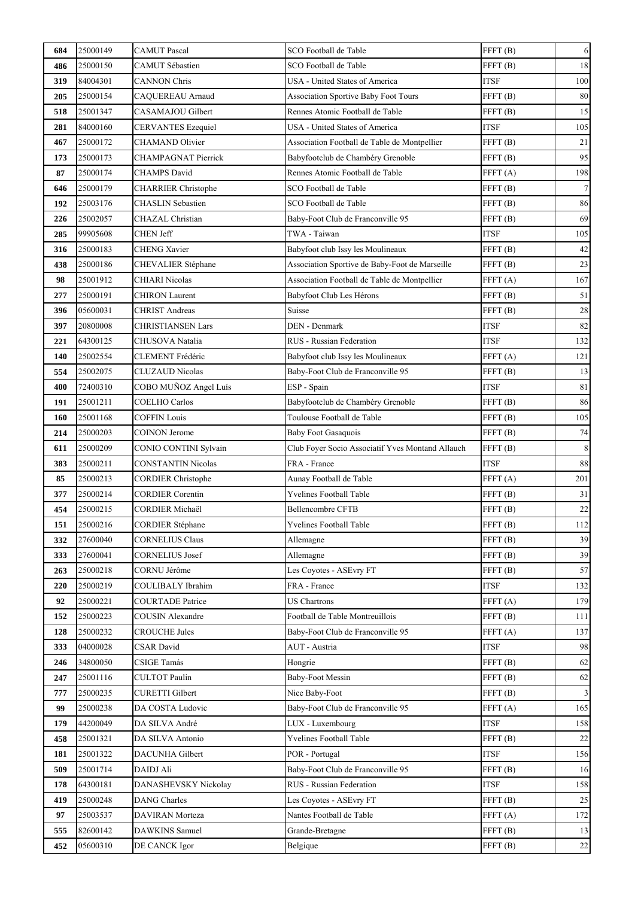| 684 | 25000149 | CAMUT Pascal | SCO Football de Table | FFFT (B) | 6 |
|---|---|---|---|---|---|
| 486 | 25000150 | CAMUT Sébastien | SCO Football de Table | FFFT (B) | 18 |
| 319 | 84004301 | CANNON Chris | USA - United States of America | ITSF | 100 |
| 205 | 25000154 | CAQUEREAU Arnaud | Association Sportive Baby Foot Tours | FFFT (B) | 80 |
| 518 | 25001347 | CASAMAJOU Gilbert | Rennes Atomic Football de Table | FFFT (B) | 15 |
| 281 | 84000160 | CERVANTES Ezequiel | USA - United States of America | ITSF | 105 |
| 467 | 25000172 | CHAMAND Olivier | Association Football de Table de Montpellier | FFFT (B) | 21 |
| 173 | 25000173 | CHAMPAGNAT Pierrick | Babyfootclub de Chambéry Grenoble | FFFT (B) | 95 |
| 87 | 25000174 | CHAMPS David | Rennes Atomic Football de Table | FFFT (A) | 198 |
| 646 | 25000179 | CHARRIER Christophe | SCO Football de Table | FFFT (B) | 7 |
| 192 | 25003176 | CHASLIN Sebastien | SCO Football de Table | FFFT (B) | 86 |
| 226 | 25002057 | CHAZAL Christian | Baby-Foot Club de Franconville 95 | FFFT (B) | 69 |
| 285 | 99905608 | CHEN Jeff | TWA - Taiwan | ITSF | 105 |
| 316 | 25000183 | CHENG Xavier | Babyfoot club Issy les Moulineaux | FFFT (B) | 42 |
| 438 | 25000186 | CHEVALIER Stéphane | Association Sportive de Baby-Foot de Marseille | FFFT (B) | 23 |
| 98 | 25001912 | CHIARI Nicolas | Association Football de Table de Montpellier | FFFT (A) | 167 |
| 277 | 25000191 | CHIRON Laurent | Babyfoot Club Les Hérons | FFFT (B) | 51 |
| 396 | 05600031 | CHRIST Andreas | Suisse | FFFT (B) | 28 |
| 397 | 20800008 | CHRISTIANSEN Lars | DEN - Denmark | ITSF | 82 |
| 221 | 64300125 | CHUSOVA Natalia | RUS - Russian Federation | ITSF | 132 |
| 140 | 25002554 | CLEMENT Frédéric | Babyfoot club Issy les Moulineaux | FFFT (A) | 121 |
| 554 | 25002075 | CLUZAUD Nicolas | Baby-Foot Club de Franconville 95 | FFFT (B) | 13 |
| 400 | 72400310 | COBO MUÑOZ Angel Luís | ESP - Spain | ITSF | 81 |
| 191 | 25001211 | COELHO Carlos | Babyfootclub de Chambéry Grenoble | FFFT (B) | 86 |
| 160 | 25001168 | COFFIN Louis | Toulouse Football de Table | FFFT (B) | 105 |
| 214 | 25000203 | COINON Jerome | Baby Foot Gasaquois | FFFT (B) | 74 |
| 611 | 25000209 | CONIO CONTINI Sylvain | Club Foyer Socio Associatif Yves Montand Allauch | FFFT (B) | 8 |
| 383 | 25000211 | CONSTANTIN Nicolas | FRA - France | ITSF | 88 |
| 85 | 25000213 | CORDIER Christophe | Aunay Football de Table | FFFT (A) | 201 |
| 377 | 25000214 | CORDIER Corentin | Yvelines Football Table | FFFT (B) | 31 |
| 454 | 25000215 | CORDIER Michaël | Bellencombre CFTB | FFFT (B) | 22 |
| 151 | 25000216 | CORDIER Stéphane | Yvelines Football Table | FFFT (B) | 112 |
| 332 | 27600040 | CORNELIUS Claus | Allemagne | FFFT (B) | 39 |
| 333 | 27600041 | CORNELIUS Josef | Allemagne | FFFT (B) | 39 |
| 263 | 25000218 | CORNU Jérôme | Les Coyotes - ASEvry FT | FFFT (B) | 57 |
| 220 | 25000219 | COULIBALY Ibrahim | FRA - France | ITSF | 132 |
| 92 | 25000221 | COURTADE Patrice | US Chartrons | FFFT (A) | 179 |
| 152 | 25000223 | COUSIN Alexandre | Football de Table Montreuillois | FFFT (B) | 111 |
| 128 | 25000232 | CROUCHE Jules | Baby-Foot Club de Franconville 95 | FFFT (A) | 137 |
| 333 | 04000028 | CSAR David | AUT - Austria | ITSF | 98 |
| 246 | 34800050 | CSIGE Tamás | Hongrie | FFFT (B) | 62 |
| 247 | 25001116 | CULTOT Paulin | Baby-Foot Messin | FFFT (B) | 62 |
| 777 | 25000235 | CURETTI Gilbert | Nice Baby-Foot | FFFT (B) | 3 |
| 99 | 25000238 | DA COSTA Ludovic | Baby-Foot Club de Franconville 95 | FFFT (A) | 165 |
| 179 | 44200049 | DA SILVA André | LUX - Luxembourg | ITSF | 158 |
| 458 | 25001321 | DA SILVA Antonio | Yvelines Football Table | FFFT (B) | 22 |
| 181 | 25001322 | DACUNHA Gilbert | POR - Portugal | ITSF | 156 |
| 509 | 25001714 | DAIDJ Ali | Baby-Foot Club de Franconville 95 | FFFT (B) | 16 |
| 178 | 64300181 | DANASHEVSKY Nickolay | RUS - Russian Federation | ITSF | 158 |
| 419 | 25000248 | DANG Charles | Les Coyotes - ASEvry FT | FFFT (B) | 25 |
| 97 | 25003537 | DAVIRAN Morteza | Nantes Football de Table | FFFT (A) | 172 |
| 555 | 82600142 | DAWKINS Samuel | Grande-Bretagne | FFFT (B) | 13 |
| 452 | 05600310 | DE CANCK Igor | Belgique | FFFT (B) | 22 |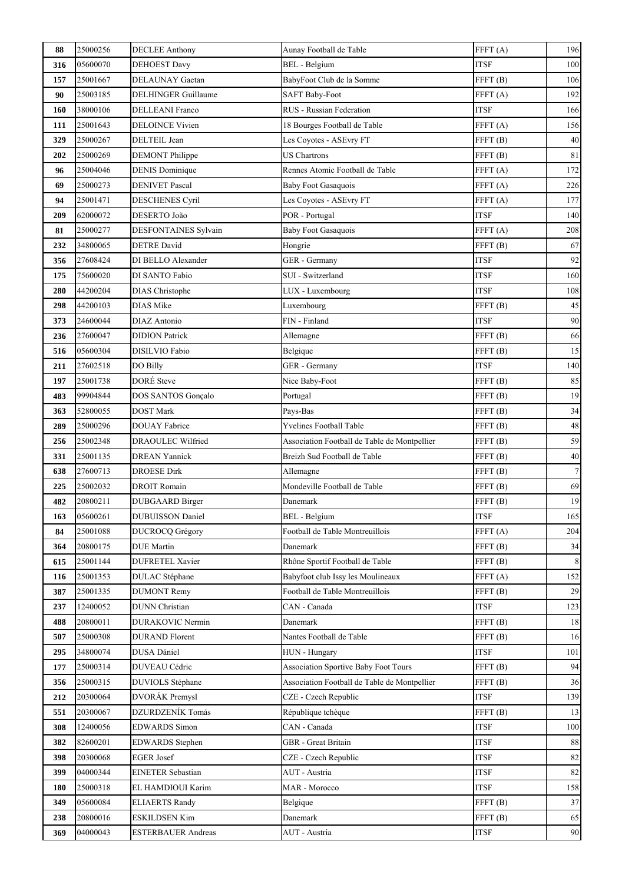| | | | | | |
|---|---|---|---|---|---|
| **88** | 25000256 | DECLEE Anthony | Aunay Football de Table | FFFT (A) | 196 |
| **316** | 05600070 | DEHOEST Davy | BEL - Belgium | ITSF | 100 |
| **157** | 25001667 | DELAUNAY Gaetan | BabyFoot Club de la Somme | FFFT (B) | 106 |
| **90** | 25003185 | DELHINGER Guillaume | SAFT Baby-Foot | FFFT (A) | 192 |
| **160** | 38000106 | DELLEANI Franco | RUS - Russian Federation | ITSF | 166 |
| **111** | 25001643 | DELOINCE Vivien | 18 Bourges Football de Table | FFFT (A) | 156 |
| **329** | 25000267 | DELTEIL Jean | Les Coyotes - ASEvry FT | FFFT (B) | 40 |
| **202** | 25000269 | DEMONT Philippe | US Chartrons | FFFT (B) | 81 |
| **96** | 25004046 | DENIS Dominique | Rennes Atomic Football de Table | FFFT (A) | 172 |
| **69** | 25000273 | DENIVET Pascal | Baby Foot Gasaquois | FFFT (A) | 226 |
| **94** | 25001471 | DESCHENES Cyril | Les Coyotes - ASEvry FT | FFFT (A) | 177 |
| **209** | 62000072 | DESERTO João | POR - Portugal | ITSF | 140 |
| **81** | 25000277 | DESFONTAINES Sylvain | Baby Foot Gasaquois | FFFT (A) | 208 |
| **232** | 34800065 | DETRE David | Hongrie | FFFT (B) | 67 |
| **356** | 27608424 | DI BELLO Alexander | GER - Germany | ITSF | 92 |
| **175** | 75600020 | DI SANTO Fabio | SUI - Switzerland | ITSF | 160 |
| **280** | 44200204 | DIAS Christophe | LUX - Luxembourg | ITSF | 108 |
| **298** | 44200103 | DIAS Mike | Luxembourg | FFFT (B) | 45 |
| **373** | 24600044 | DIAZ Antonio | FIN - Finland | ITSF | 90 |
| **236** | 27600047 | DIDION Patrick | Allemagne | FFFT (B) | 66 |
| **516** | 05600304 | DISILVIO Fabio | Belgique | FFFT (B) | 15 |
| **211** | 27602518 | DO Billy | GER - Germany | ITSF | 140 |
| **197** | 25001738 | DORÉ Steve | Nice Baby-Foot | FFFT (B) | 85 |
| **483** | 99904844 | DOS SANTOS Gonçalo | Portugal | FFFT (B) | 19 |
| **363** | 52800055 | DOST Mark | Pays-Bas | FFFT (B) | 34 |
| **289** | 25000296 | DOUAY Fabrice | Yvelines Football Table | FFFT (B) | 48 |
| **256** | 25002348 | DRAOULEC Wilfried | Association Football de Table de Montpellier | FFFT (B) | 59 |
| **331** | 25001135 | DREAN Yannick | Breizh Sud Football de Table | FFFT (B) | 40 |
| **638** | 27600713 | DROESE Dirk | Allemagne | FFFT (B) | 7 |
| **225** | 25002032 | DROIT Romain | Mondeville Football de Table | FFFT (B) | 69 |
| **482** | 20800211 | DUBGAARD Birger | Danemark | FFFT (B) | 19 |
| **163** | 05600261 | DUBUISSON Daniel | BEL - Belgium | ITSF | 165 |
| **84** | 25001088 | DUCROCQ Grégory | Football de Table Montreuillois | FFFT (A) | 204 |
| **364** | 20800175 | DUE Martin | Danemark | FFFT (B) | 34 |
| **615** | 25001144 | DUFRETEL Xavier | Rhône Sportif Football de Table | FFFT (B) | 8 |
| **116** | 25001353 | DULAC Stéphane | Babyfoot club Issy les Moulineaux | FFFT (A) | 152 |
| **387** | 25001335 | DUMONT Remy | Football de Table Montreuillois | FFFT (B) | 29 |
| **237** | 12400052 | DUNN Christian | CAN - Canada | ITSF | 123 |
| **488** | 20800011 | DURAKOVIC Nermin | Danemark | FFFT (B) | 18 |
| **507** | 25000308 | DURAND Florent | Nantes Football de Table | FFFT (B) | 16 |
| **295** | 34800074 | DUSA Dániel | HUN - Hungary | ITSF | 101 |
| **177** | 25000314 | DUVEAU Cédric | Association Sportive Baby Foot Tours | FFFT (B) | 94 |
| **356** | 25000315 | DUVIOLS Stéphane | Association Football de Table de Montpellier | FFFT (B) | 36 |
| **212** | 20300064 | DVORÁK Premysl | CZE - Czech Republic | ITSF | 139 |
| **551** | 20300067 | DZURDZENÍK Tomás | République tchèque | FFFT (B) | 13 |
| **308** | 12400056 | EDWARDS Simon | CAN - Canada | ITSF | 100 |
| **382** | 82600201 | EDWARDS Stephen | GBR - Great Britain | ITSF | 88 |
| **398** | 20300068 | EGER Josef | CZE - Czech Republic | ITSF | 82 |
| **399** | 04000344 | EINETER Sebastian | AUT - Austria | ITSF | 82 |
| **180** | 25000318 | EL HAMDIOUI Karim | MAR - Morocco | ITSF | 158 |
| **349** | 05600084 | ELIAERTS Randy | Belgique | FFFT (B) | 37 |
| **238** | 20800016 | ESKILDSEN Kim | Danemark | FFFT (B) | 65 |
| **369** | 04000043 | ESTERBAUER Andreas | AUT - Austria | ITSF | 90 |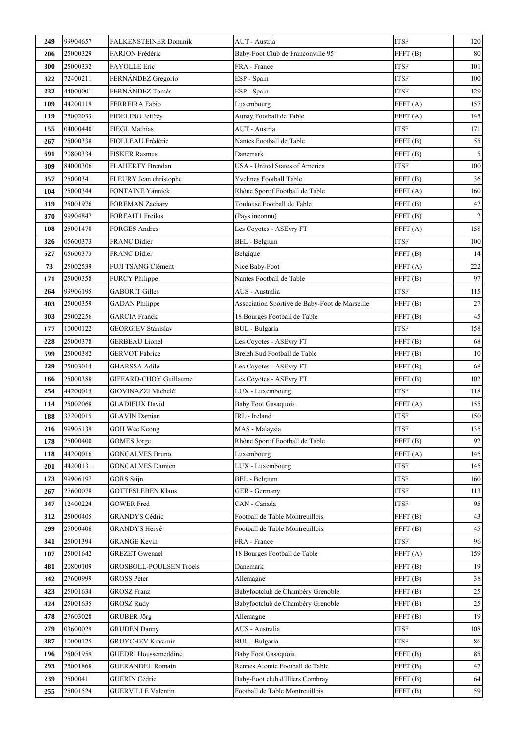| | | | | | |
|---|---|---|---|---|---|
| 249 | 99904657 | FALKENSTEINER Dominik | AUT - Austria | ITSF | 120 |
| 206 | 25000329 | FARJON Frédéric | Baby-Foot Club de Franconville 95 | FFFT (B) | 80 |
| 300 | 25000332 | FAYOLLE Eric | FRA - France | ITSF | 101 |
| 322 | 72400211 | FERNÁNDEZ Gregorio | ESP - Spain | ITSF | 100 |
| 232 | 44000001 | FERNÁNDEZ Tomás | ESP - Spain | ITSF | 129 |
| 109 | 44200119 | FERREIRA Fabio | Luxembourg | FFFT (A) | 157 |
| 119 | 25002033 | FIDELINO Jeffrey | Aunay Football de Table | FFFT (A) | 145 |
| 155 | 04000440 | FIEGL Mathias | AUT - Austria | ITSF | 171 |
| 267 | 25000338 | FIOLLEAU Frédéric | Nantes Football de Table | FFFT (B) | 55 |
| 691 | 20800334 | FISKER Rasmus | Danemark | FFFT (B) | 5 |
| 309 | 84000306 | FLAHERTY Brendan | USA - United States of America | ITSF | 100 |
| 357 | 25000341 | FLEURY Jean christophe | Yvelines Football Table | FFFT (B) | 36 |
| 104 | 25000344 | FONTAINE Yannick | Rhône Sportif Football de Table | FFFT (A) | 160 |
| 319 | 25001976 | FOREMAN Zachary | Toulouse Football de Table | FFFT (B) | 42 |
| 870 | 99904847 | FORFAIT1 Freilos | (Pays inconnu) | FFFT (B) | 2 |
| 108 | 25001470 | FORGES Andres | Les Coyotes - ASEvry FT | FFFT (A) | 158 |
| 326 | 05600373 | FRANC Didier | BEL - Belgium | ITSF | 100 |
| 527 | 05600373 | FRANC Didier | Belgique | FFFT (B) | 14 |
| 73 | 25002539 | FUJI TSANG Clément | Nice Baby-Foot | FFFT (A) | 222 |
| 171 | 25000358 | FURCY Philippe | Nantes Football de Table | FFFT (B) | 97 |
| 264 | 99906195 | GABORIT Gilles | AUS - Australia | ITSF | 115 |
| 403 | 25000359 | GADAN Philippe | Association Sportive de Baby-Foot de Marseille | FFFT (B) | 27 |
| 303 | 25002256 | GARCIA Franck | 18 Bourges Football de Table | FFFT (B) | 45 |
| 177 | 10000122 | GEORGIEV Stanislav | BUL - Bulgaria | ITSF | 158 |
| 228 | 25000378 | GERBEAU Lionel | Les Coyotes - ASEvry FT | FFFT (B) | 68 |
| 599 | 25000382 | GERVOT Fabrice | Breizh Sud Football de Table | FFFT (B) | 10 |
| 229 | 25003014 | GHARSSA Adile | Les Coyotes - ASEvry FT | FFFT (B) | 68 |
| 166 | 25000388 | GIFFARD-CHOY Guillaume | Les Coyotes - ASEvry FT | FFFT (B) | 102 |
| 254 | 44200015 | GIOVINAZZI Michelé | LUX - Luxembourg | ITSF | 118 |
| 114 | 25002068 | GLADIEUX David | Baby Foot Gasaquois | FFFT (A) | 155 |
| 188 | 37200015 | GLAVIN Damian | IRL - Ireland | ITSF | 150 |
| 216 | 99905139 | GOH Wee Keong | MAS - Malaysia | ITSF | 135 |
| 178 | 25000400 | GOMES Jorge | Rhône Sportif Football de Table | FFFT (B) | 92 |
| 118 | 44200016 | GONCALVES Bruno | Luxembourg | FFFT (A) | 145 |
| 201 | 44200131 | GONCALVES Damien | LUX - Luxembourg | ITSF | 145 |
| 173 | 99906197 | GORS Stijn | BEL - Belgium | ITSF | 160 |
| 267 | 27600078 | GOTTESLEBEN Klaus | GER - Germany | ITSF | 113 |
| 347 | 12400224 | GOWER Fred | CAN - Canada | ITSF | 95 |
| 312 | 25000405 | GRANDYS Cédric | Football de Table Montreuillois | FFFT (B) | 43 |
| 299 | 25000406 | GRANDYS Hervé | Football de Table Montreuillois | FFFT (B) | 45 |
| 341 | 25001394 | GRANGE Kevin | FRA - France | ITSF | 96 |
| 107 | 25001642 | GREZET Gwenael | 18 Bourges Football de Table | FFFT (A) | 159 |
| 481 | 20800109 | GROSBOLL-POULSEN Troels | Danemark | FFFT (B) | 19 |
| 342 | 27600999 | GROSS Peter | Allemagne | FFFT (B) | 38 |
| 423 | 25001634 | GROSZ Franz | Babyfootclub de Chambéry Grenoble | FFFT (B) | 25 |
| 424 | 25001635 | GROSZ Rudy | Babyfootclub de Chambéry Grenoble | FFFT (B) | 25 |
| 478 | 27603028 | GRUBER Jörg | Allemagne | FFFT (B) | 19 |
| 279 | 03600029 | GRUDEN Danny | AUS - Australia | ITSF | 108 |
| 387 | 10000125 | GRUYCHEV Krasimir | BUL - Bulgaria | ITSF | 86 |
| 196 | 25001959 | GUEDRI Houssemeddine | Baby Foot Gasaquois | FFFT (B) | 85 |
| 293 | 25001868 | GUERANDEL Romain | Rennes Atomic Football de Table | FFFT (B) | 47 |
| 239 | 25000411 | GUERIN Cédric | Baby-Foot club d'Illiers Combray | FFFT (B) | 64 |
| 255 | 25001524 | GUERVILLE Valentin | Football de Table Montreuillois | FFFT (B) | 59 |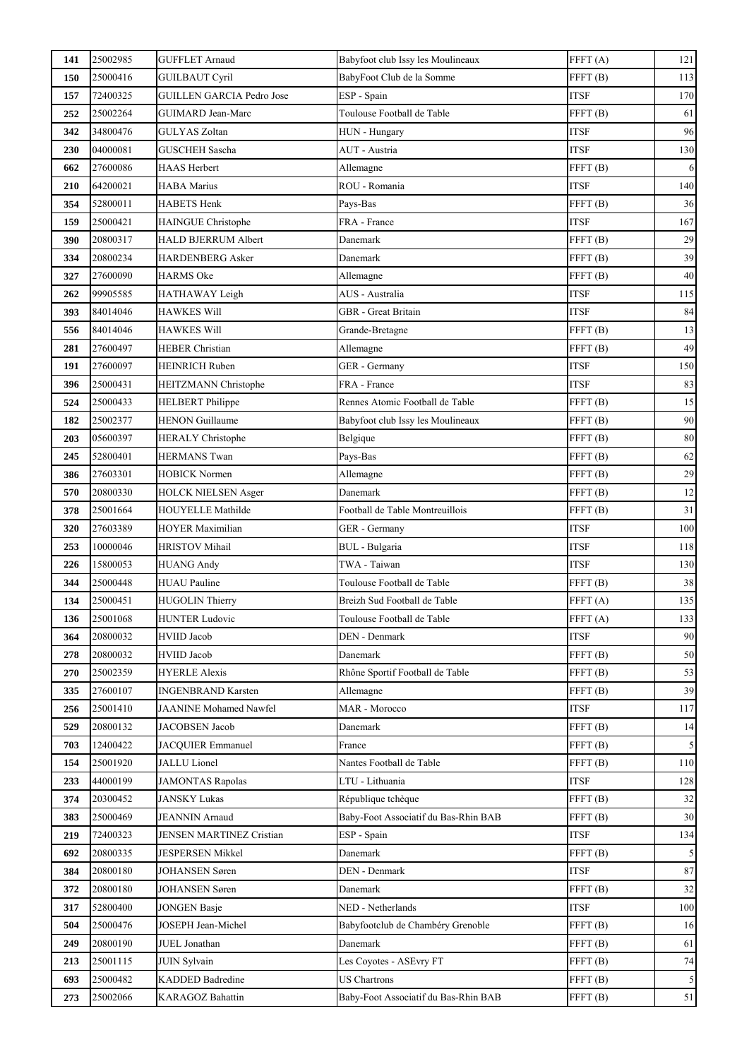| 141 | 25002985 | GUFFLET Arnaud | Babyfoot club Issy les Moulineaux | FFFT (A) | 121 |
|---|---|---|---|---|---|
| 150 | 25000416 | GUILBAUT Cyril | BabyFoot Club de la Somme | FFFT (B) | 113 |
| 157 | 72400325 | GUILLEN GARCIA Pedro Jose | ESP - Spain | ITSF | 170 |
| 252 | 25002264 | GUIMARD Jean-Marc | Toulouse Football de Table | FFFT (B) | 61 |
| 342 | 34800476 | GULYAS Zoltan | HUN - Hungary | ITSF | 96 |
| 230 | 04000081 | GUSCHEH Sascha | AUT - Austria | ITSF | 130 |
| 662 | 27600086 | HAAS Herbert | Allemagne | FFFT (B) | 6 |
| 210 | 64200021 | HABA Marius | ROU - Romania | ITSF | 140 |
| 354 | 52800011 | HABETS Henk | Pays-Bas | FFFT (B) | 36 |
| 159 | 25000421 | HAINGUE Christophe | FRA - France | ITSF | 167 |
| 390 | 20800317 | HALD BJERRUM Albert | Danemark | FFFT (B) | 29 |
| 334 | 20800234 | HARDENBERG Asker | Danemark | FFFT (B) | 39 |
| 327 | 27600090 | HARMS Oke | Allemagne | FFFT (B) | 40 |
| 262 | 99905585 | HATHAWAY Leigh | AUS - Australia | ITSF | 115 |
| 393 | 84014046 | HAWKES Will | GBR - Great Britain | ITSF | 84 |
| 556 | 84014046 | HAWKES Will | Grande-Bretagne | FFFT (B) | 13 |
| 281 | 27600497 | HEBER Christian | Allemagne | FFFT (B) | 49 |
| 191 | 27600097 | HEINRICH Ruben | GER - Germany | ITSF | 150 |
| 396 | 25000431 | HEITZMANN Christophe | FRA - France | ITSF | 83 |
| 524 | 25000433 | HELBERT Philippe | Rennes Atomic Football de Table | FFFT (B) | 15 |
| 182 | 25002377 | HENON Guillaume | Babyfoot club Issy les Moulineaux | FFFT (B) | 90 |
| 203 | 05600397 | HERALY Christophe | Belgique | FFFT (B) | 80 |
| 245 | 52800401 | HERMANS Twan | Pays-Bas | FFFT (B) | 62 |
| 386 | 27603301 | HOBICK Normen | Allemagne | FFFT (B) | 29 |
| 570 | 20800330 | HOLCK NIELSEN Asger | Danemark | FFFT (B) | 12 |
| 378 | 25001664 | HOUYELLE Mathilde | Football de Table Montreuillois | FFFT (B) | 31 |
| 320 | 27603389 | HOYER Maximilian | GER - Germany | ITSF | 100 |
| 253 | 10000046 | HRISTOV Mihail | BUL - Bulgaria | ITSF | 118 |
| 226 | 15800053 | HUANG Andy | TWA - Taiwan | ITSF | 130 |
| 344 | 25000448 | HUAU Pauline | Toulouse Football de Table | FFFT (B) | 38 |
| 134 | 25000451 | HUGOLIN Thierry | Breizh Sud Football de Table | FFFT (A) | 135 |
| 136 | 25001068 | HUNTER Ludovic | Toulouse Football de Table | FFFT (A) | 133 |
| 364 | 20800032 | HVIID Jacob | DEN - Denmark | ITSF | 90 |
| 278 | 20800032 | HVIID Jacob | Danemark | FFFT (B) | 50 |
| 270 | 25002359 | HYERLE Alexis | Rhône Sportif Football de Table | FFFT (B) | 53 |
| 335 | 27600107 | INGENBRAND Karsten | Allemagne | FFFT (B) | 39 |
| 256 | 25001410 | JAANINE Mohamed Nawfel | MAR - Morocco | ITSF | 117 |
| 529 | 20800132 | JACOBSEN Jacob | Danemark | FFFT (B) | 14 |
| 703 | 12400422 | JACQUIER Emmanuel | France | FFFT (B) | 5 |
| 154 | 25001920 | JALLU Lionel | Nantes Football de Table | FFFT (B) | 110 |
| 233 | 44000199 | JAMONTAS Rapolas | LTU - Lithuania | ITSF | 128 |
| 374 | 20300452 | JANSKY Lukas | République tchèque | FFFT (B) | 32 |
| 383 | 25000469 | JEANNIN Arnaud | Baby-Foot Associatif du Bas-Rhin BAB | FFFT (B) | 30 |
| 219 | 72400323 | JENSEN MARTINEZ Cristian | ESP - Spain | ITSF | 134 |
| 692 | 20800335 | JESPERSEN Mikkel | Danemark | FFFT (B) | 5 |
| 384 | 20800180 | JOHANSEN Søren | DEN - Denmark | ITSF | 87 |
| 372 | 20800180 | JOHANSEN Søren | Danemark | FFFT (B) | 32 |
| 317 | 52800400 | JONGEN Basje | NED - Netherlands | ITSF | 100 |
| 504 | 25000476 | JOSEPH Jean-Michel | Babyfootclub de Chambéry Grenoble | FFFT (B) | 16 |
| 249 | 20800190 | JUEL Jonathan | Danemark | FFFT (B) | 61 |
| 213 | 25001115 | JUIN Sylvain | Les Coyotes - ASEvry FT | FFFT (B) | 74 |
| 693 | 25000482 | KADDED Badredine | US Chartrons | FFFT (B) | 5 |
| 273 | 25002066 | KARAGOZ Bahattin | Baby-Foot Associatif du Bas-Rhin BAB | FFFT (B) | 51 |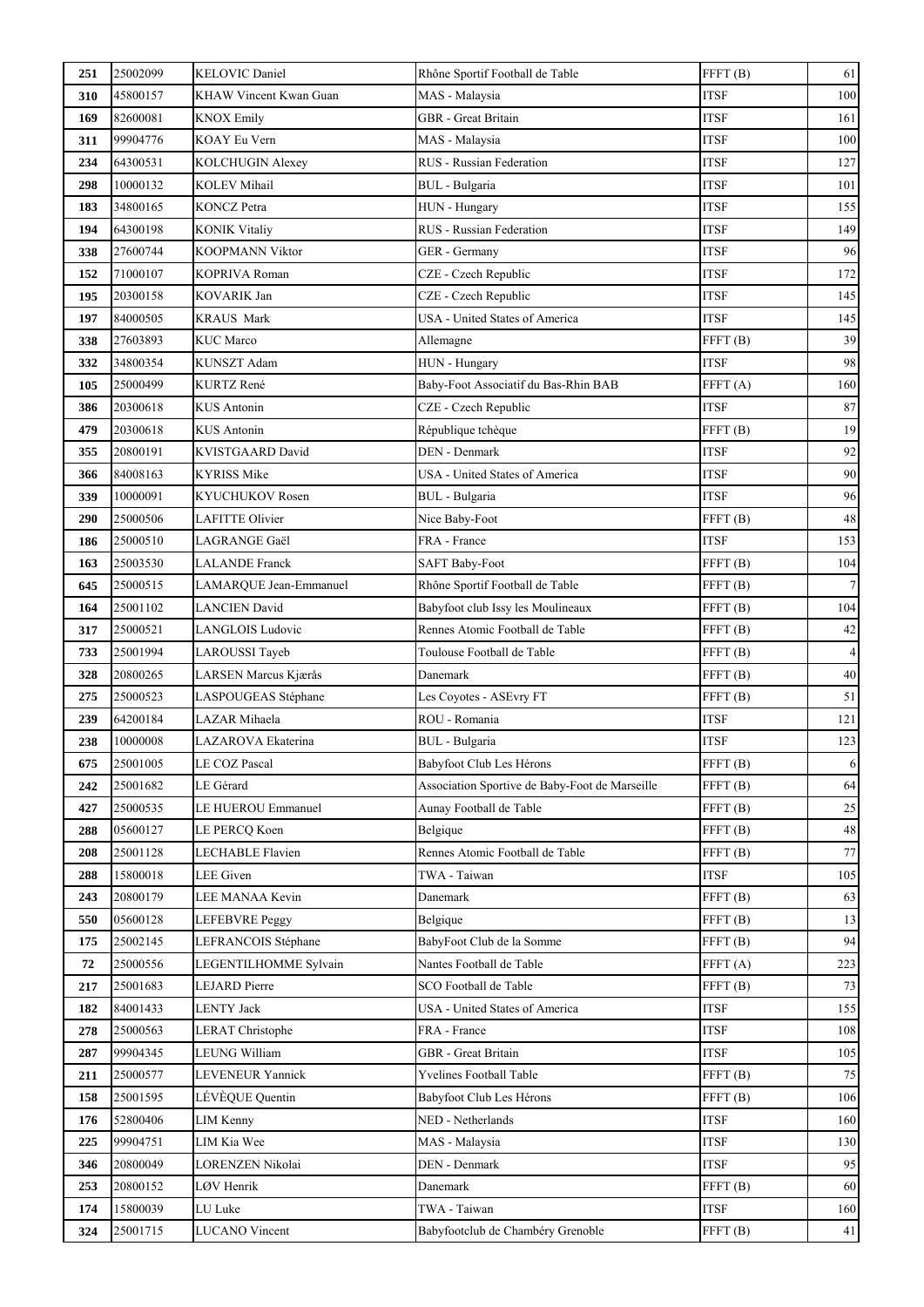| 251 | 25002099 | KELOVIC Daniel | Rhône Sportif Football de Table | FFFT (B) | 61 |
|---|---|---|---|---|---|
| 310 | 45800157 | KHAW Vincent Kwan Guan | MAS - Malaysia | ITSF | 100 |
| 169 | 82600081 | KNOX Emily | GBR - Great Britain | ITSF | 161 |
| 311 | 99904776 | KOAY Eu Vern | MAS - Malaysia | ITSF | 100 |
| 234 | 64300531 | KOLCHUGIN Alexey | RUS - Russian Federation | ITSF | 127 |
| 298 | 10000132 | KOLEV Mihail | BUL - Bulgaria | ITSF | 101 |
| 183 | 34800165 | KONCZ Petra | HUN - Hungary | ITSF | 155 |
| 194 | 64300198 | KONIK Vitaliy | RUS - Russian Federation | ITSF | 149 |
| 338 | 27600744 | KOOPMANN Viktor | GER - Germany | ITSF | 96 |
| 152 | 71000107 | KOPRIVA Roman | CZE - Czech Republic | ITSF | 172 |
| 195 | 20300158 | KOVARIK Jan | CZE - Czech Republic | ITSF | 145 |
| 197 | 84000505 | KRAUS Mark | USA - United States of America | ITSF | 145 |
| 338 | 27603893 | KUC Marco | Allemagne | FFFT (B) | 39 |
| 332 | 34800354 | KUNSZT Adam | HUN - Hungary | ITSF | 98 |
| 105 | 25000499 | KURTZ René | Baby-Foot Associatif du Bas-Rhin BAB | FFFT (A) | 160 |
| 386 | 20300618 | KUS Antonin | CZE - Czech Republic | ITSF | 87 |
| 479 | 20300618 | KUS Antonin | République tchèque | FFFT (B) | 19 |
| 355 | 20800191 | KVISTGAARD David | DEN - Denmark | ITSF | 92 |
| 366 | 84008163 | KYRISS Mike | USA - United States of America | ITSF | 90 |
| 339 | 10000091 | KYUCHUKOV Rosen | BUL - Bulgaria | ITSF | 96 |
| 290 | 25000506 | LAFITTE Olivier | Nice Baby-Foot | FFFT (B) | 48 |
| 186 | 25000510 | LAGRANGE Gaël | FRA - France | ITSF | 153 |
| 163 | 25003530 | LALANDE Franck | SAFT Baby-Foot | FFFT (B) | 104 |
| 645 | 25000515 | LAMARQUE Jean-Emmanuel | Rhône Sportif Football de Table | FFFT (B) | 7 |
| 164 | 25001102 | LANCIEN David | Babyfoot club Issy les Moulineaux | FFFT (B) | 104 |
| 317 | 25000521 | LANGLOIS Ludovic | Rennes Atomic Football de Table | FFFT (B) | 42 |
| 733 | 25001994 | LAROUSSI Tayeb | Toulouse Football de Table | FFFT (B) | 4 |
| 328 | 20800265 | LARSEN Marcus Kjærås | Danemark | FFFT (B) | 40 |
| 275 | 25000523 | LASPOUGEAS Stéphane | Les Coyotes - ASEvry FT | FFFT (B) | 51 |
| 239 | 64200184 | LAZAR Mihaela | ROU - Romania | ITSF | 121 |
| 238 | 10000008 | LAZAROVA Ekaterina | BUL - Bulgaria | ITSF | 123 |
| 675 | 25001005 | LE COZ Pascal | Babyfoot Club Les Hérons | FFFT (B) | 6 |
| 242 | 25001682 | LE Gérard | Association Sportive de Baby-Foot de Marseille | FFFT (B) | 64 |
| 427 | 25000535 | LE HUEROU Emmanuel | Aunay Football de Table | FFFT (B) | 25 |
| 288 | 05600127 | LE PERCQ Koen | Belgique | FFFT (B) | 48 |
| 208 | 25001128 | LECHABLE Flavien | Rennes Atomic Football de Table | FFFT (B) | 77 |
| 288 | 15800018 | LEE Given | TWA - Taiwan | ITSF | 105 |
| 243 | 20800179 | LEE MANAA Kevin | Danemark | FFFT (B) | 63 |
| 550 | 05600128 | LEFEBVRE Peggy | Belgique | FFFT (B) | 13 |
| 175 | 25002145 | LEFRANCOIS Stéphane | BabyFoot Club de la Somme | FFFT (B) | 94 |
| 72 | 25000556 | LEGENTILHOMME Sylvain | Nantes Football de Table | FFFT (A) | 223 |
| 217 | 25001683 | LEJARD Pierre | SCO Football de Table | FFFT (B) | 73 |
| 182 | 84001433 | LENTY Jack | USA - United States of America | ITSF | 155 |
| 278 | 25000563 | LERAT Christophe | FRA - France | ITSF | 108 |
| 287 | 99904345 | LEUNG William | GBR - Great Britain | ITSF | 105 |
| 211 | 25000577 | LEVENEUR Yannick | Yvelines Football Table | FFFT (B) | 75 |
| 158 | 25001595 | LÉVÊQUE Quentin | Babyfoot Club Les Hérons | FFFT (B) | 106 |
| 176 | 52800406 | LIM Kenny | NED - Netherlands | ITSF | 160 |
| 225 | 99904751 | LIM Kia Wee | MAS - Malaysia | ITSF | 130 |
| 346 | 20800049 | LORENZEN Nikolai | DEN - Denmark | ITSF | 95 |
| 253 | 20800152 | LØV Henrik | Danemark | FFFT (B) | 60 |
| 174 | 15800039 | LU Luke | TWA - Taiwan | ITSF | 160 |
| 324 | 25001715 | LUCANO Vincent | Babyfootclub de Chambéry Grenoble | FFFT (B) | 41 |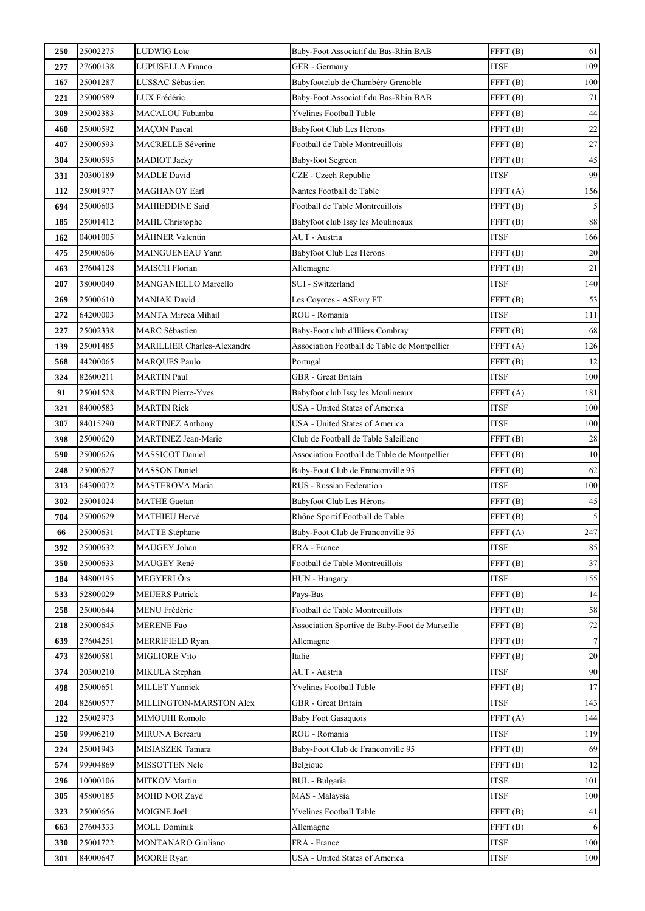| 250 | 25002275 | LUDWIG Loïc | Baby-Foot Associatif du Bas-Rhin BAB | FFFT (B) | 61 |
|---|---|---|---|---|---|
| 277 | 27600138 | LUPUSELLA Franco | GER - Germany | ITSF | 109 |
| 167 | 25001287 | LUSSAC Sébastien | Babyfootclub de Chambéry Grenoble | FFFT (B) | 100 |
| 221 | 25000589 | LUX Frédéric | Baby-Foot Associatif du Bas-Rhin BAB | FFFT (B) | 71 |
| 309 | 25002383 | MACALOU Fabamba | Yvelines Football Table | FFFT (B) | 44 |
| 460 | 25000592 | MAÇON Pascal | Babyfoot Club Les Hérons | FFFT (B) | 22 |
| 407 | 25000593 | MACRELLE Séverine | Football de Table Montreuillois | FFFT (B) | 27 |
| 304 | 25000595 | MADIOT Jacky | Baby-foot Segréen | FFFT (B) | 45 |
| 331 | 20300189 | MADLE David | CZE - Czech Republic | ITSF | 99 |
| 112 | 25001977 | MAGHANOY Earl | Nantes Football de Table | FFFT (A) | 156 |
| 694 | 25000603 | MAHIEDDINE Said | Football de Table Montreuillois | FFFT (B) | 5 |
| 185 | 25001412 | MAHL Christophe | Babyfoot club Issy les Moulineaux | FFFT (B) | 88 |
| 162 | 04001005 | MÄHNER Valentin | AUT - Austria | ITSF | 166 |
| 475 | 25000606 | MAINGUENEAU Yann | Babyfoot Club Les Hérons | FFFT (B) | 20 |
| 463 | 27604128 | MAISCH Florian | Allemagne | FFFT (B) | 21 |
| 207 | 38000040 | MANGANIELLO Marcello | SUI - Switzerland | ITSF | 140 |
| 269 | 25000610 | MANIAK David | Les Coyotes - ASEvry FT | FFFT (B) | 53 |
| 272 | 64200003 | MANTA Mircea Mihail | ROU - Romania | ITSF | 111 |
| 227 | 25002338 | MARC Sébastien | Baby-Foot club d'Illiers Combray | FFFT (B) | 68 |
| 139 | 25001485 | MARILLIER Charles-Alexandre | Association Football de Table de Montpellier | FFFT (A) | 126 |
| 568 | 44200065 | MARQUES Paulo | Portugal | FFFT (B) | 12 |
| 324 | 82600211 | MARTIN Paul | GBR - Great Britain | ITSF | 100 |
| 91 | 25001528 | MARTIN Pierre-Yves | Babyfoot club Issy les Moulineaux | FFFT (A) | 181 |
| 321 | 84000583 | MARTIN Rick | USA - United States of America | ITSF | 100 |
| 307 | 84015290 | MARTINEZ Anthony | USA - United States of America | ITSF | 100 |
| 398 | 25000620 | MARTINEZ Jean-Marie | Club de Football de Table Saleillenc | FFFT (B) | 28 |
| 590 | 25000626 | MASSICOT Daniel | Association Football de Table de Montpellier | FFFT (B) | 10 |
| 248 | 25000627 | MASSON Daniel | Baby-Foot Club de Franconville 95 | FFFT (B) | 62 |
| 313 | 64300072 | MASTEROVA Maria | RUS - Russian Federation | ITSF | 100 |
| 302 | 25001024 | MATHE Gaetan | Babyfoot Club Les Hérons | FFFT (B) | 45 |
| 704 | 25000629 | MATHIEU Hervé | Rhône Sportif Football de Table | FFFT (B) | 5 |
| 66 | 25000631 | MATTE Stéphane | Baby-Foot Club de Franconville 95 | FFFT (A) | 247 |
| 392 | 25000632 | MAUGEY Johan | FRA - France | ITSF | 85 |
| 350 | 25000633 | MAUGEY René | Football de Table Montreuillois | FFFT (B) | 37 |
| 184 | 34800195 | MEGYERI Örs | HUN - Hungary | ITSF | 155 |
| 533 | 52800029 | MEIJERS Patrick | Pays-Bas | FFFT (B) | 14 |
| 258 | 25000644 | MENU Frédéric | Football de Table Montreuillois | FFFT (B) | 58 |
| 218 | 25000645 | MERENE Fao | Association Sportive de Baby-Foot de Marseille | FFFT (B) | 72 |
| 639 | 27604251 | MERRIFIELD Ryan | Allemagne | FFFT (B) | 7 |
| 473 | 82600581 | MIGLIORE Vito | Italie | FFFT (B) | 20 |
| 374 | 20300210 | MIKULA Stephan | AUT - Austria | ITSF | 90 |
| 498 | 25000651 | MILLET Yannick | Yvelines Football Table | FFFT (B) | 17 |
| 204 | 82600577 | MILLINGTON-MARSTON Alex | GBR - Great Britain | ITSF | 143 |
| 122 | 25002973 | MIMOUHI Romolo | Baby Foot Gasaquois | FFFT (A) | 144 |
| 250 | 99906210 | MIRUNA Bercaru | ROU - Romania | ITSF | 119 |
| 224 | 25001943 | MISIASZEK Tamara | Baby-Foot Club de Franconville 95 | FFFT (B) | 69 |
| 574 | 99904869 | MISSOTTEN Nele | Belgique | FFFT (B) | 12 |
| 296 | 10000106 | MITKOV Martin | BUL - Bulgaria | ITSF | 101 |
| 305 | 45800185 | MOHD NOR Zayd | MAS - Malaysia | ITSF | 100 |
| 323 | 25000656 | MOIGNE Joël | Yvelines Football Table | FFFT (B) | 41 |
| 663 | 27604333 | MOLL Dominik | Allemagne | FFFT (B) | 6 |
| 330 | 25001722 | MONTANARO Giuliano | FRA - France | ITSF | 100 |
| 301 | 84000647 | MOORE Ryan | USA - United States of America | ITSF | 100 |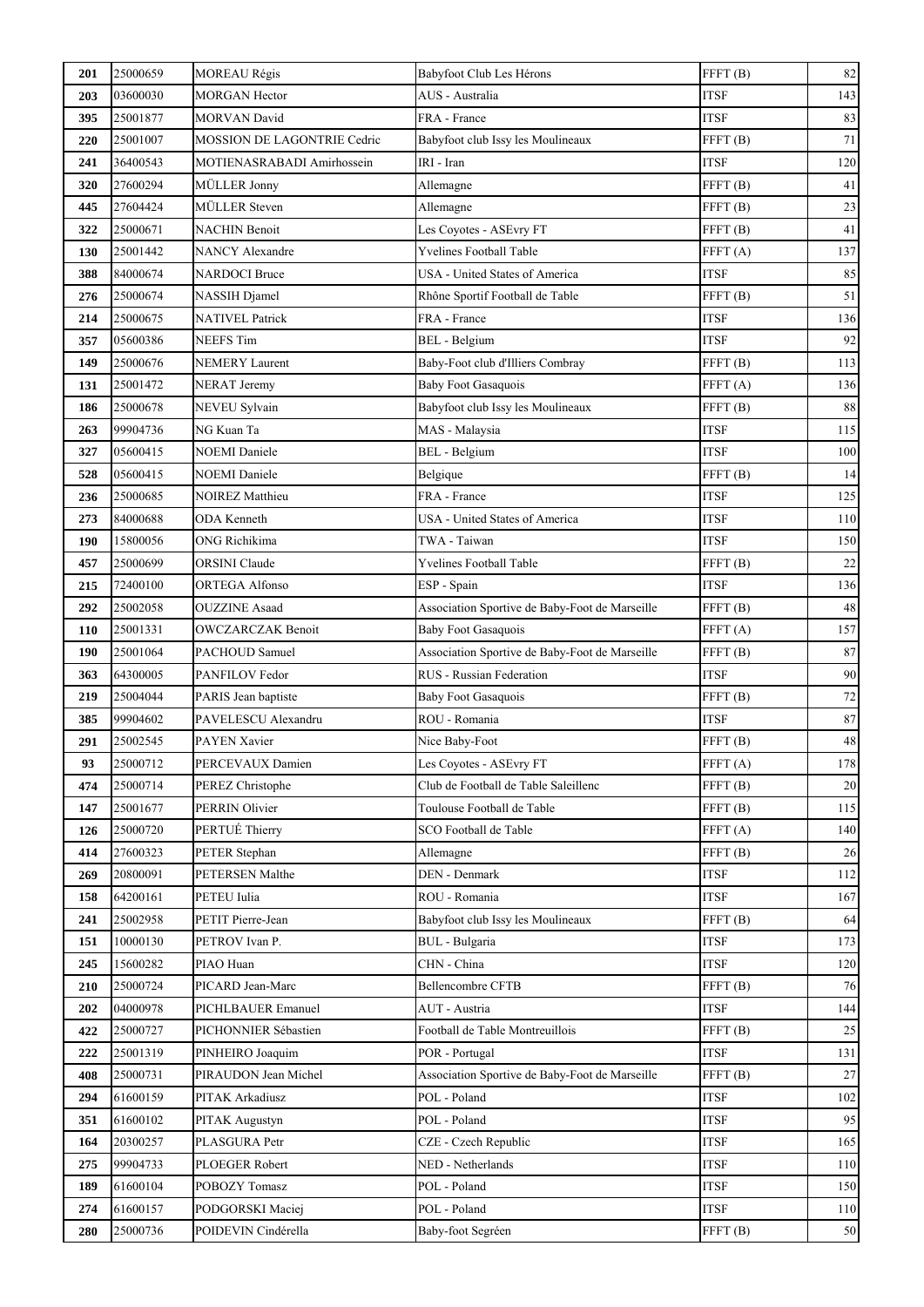| 201 | 25000659 | MOREAU Régis | Babyfoot Club Les Hérons | FFFT (B) | 82 |
|---|---|---|---|---|---|
| 203 | 03600030 | MORGAN Hector | AUS - Australia | ITSF | 143 |
| 395 | 25001877 | MORVAN David | FRA - France | ITSF | 83 |
| 220 | 25001007 | MOSSION DE LAGONTRIE Cedric | Babyfoot club Issy les Moulineaux | FFFT (B) | 71 |
| 241 | 36400543 | MOTIENASRABADI Amirhossein | IRI - Iran | ITSF | 120 |
| 320 | 27600294 | MÜLLER Jonny | Allemagne | FFFT (B) | 41 |
| 445 | 27604424 | MÜLLER Steven | Allemagne | FFFT (B) | 23 |
| 322 | 25000671 | NACHIN Benoit | Les Coyotes - ASEvry FT | FFFT (B) | 41 |
| 130 | 25001442 | NANCY Alexandre | Yvelines Football Table | FFFT (A) | 137 |
| 388 | 84000674 | NARDOCI Bruce | USA - United States of America | ITSF | 85 |
| 276 | 25000674 | NASSIH Djamel | Rhône Sportif Football de Table | FFFT (B) | 51 |
| 214 | 25000675 | NATIVEL Patrick | FRA - France | ITSF | 136 |
| 357 | 05600386 | NEEFS Tim | BEL - Belgium | ITSF | 92 |
| 149 | 25000676 | NEMERY Laurent | Baby-Foot club d'Illiers Combray | FFFT (B) | 113 |
| 131 | 25001472 | NERAT Jeremy | Baby Foot Gasaquois | FFFT (A) | 136 |
| 186 | 25000678 | NEVEU Sylvain | Babyfoot club Issy les Moulineaux | FFFT (B) | 88 |
| 263 | 99904736 | NG Kuan Ta | MAS - Malaysia | ITSF | 115 |
| 327 | 05600415 | NOEMI Daniele | BEL - Belgium | ITSF | 100 |
| 528 | 05600415 | NOEMI Daniele | Belgique | FFFT (B) | 14 |
| 236 | 25000685 | NOIREZ Matthieu | FRA - France | ITSF | 125 |
| 273 | 84000688 | ODA Kenneth | USA - United States of America | ITSF | 110 |
| 190 | 15800056 | ONG Richikima | TWA - Taiwan | ITSF | 150 |
| 457 | 25000699 | ORSINI Claude | Yvelines Football Table | FFFT (B) | 22 |
| 215 | 72400100 | ORTEGA Alfonso | ESP - Spain | ITSF | 136 |
| 292 | 25002058 | OUZZINE Asaad | Association Sportive de Baby-Foot de Marseille | FFFT (B) | 48 |
| 110 | 25001331 | OWCZARCZAK Benoit | Baby Foot Gasaquois | FFFT (A) | 157 |
| 190 | 25001064 | PACHOUD Samuel | Association Sportive de Baby-Foot de Marseille | FFFT (B) | 87 |
| 363 | 64300005 | PANFILOV Fedor | RUS - Russian Federation | ITSF | 90 |
| 219 | 25004044 | PARIS Jean baptiste | Baby Foot Gasaquois | FFFT (B) | 72 |
| 385 | 99904602 | PAVELESCU Alexandru | ROU - Romania | ITSF | 87 |
| 291 | 25002545 | PAYEN Xavier | Nice Baby-Foot | FFFT (B) | 48 |
| 93 | 25000712 | PERCEVAUX Damien | Les Coyotes - ASEvry FT | FFFT (A) | 178 |
| 474 | 25000714 | PEREZ Christophe | Club de Football de Table Saleillenc | FFFT (B) | 20 |
| 147 | 25001677 | PERRIN Olivier | Toulouse Football de Table | FFFT (B) | 115 |
| 126 | 25000720 | PERTUÉ Thierry | SCO Football de Table | FFFT (A) | 140 |
| 414 | 27600323 | PETER Stephan | Allemagne | FFFT (B) | 26 |
| 269 | 20800091 | PETERSEN Malthe | DEN - Denmark | ITSF | 112 |
| 158 | 64200161 | PETEU Iulia | ROU - Romania | ITSF | 167 |
| 241 | 25002958 | PETIT Pierre-Jean | Babyfoot club Issy les Moulineaux | FFFT (B) | 64 |
| 151 | 10000130 | PETROV Ivan P. | BUL - Bulgaria | ITSF | 173 |
| 245 | 15600282 | PIAO Huan | CHN - China | ITSF | 120 |
| 210 | 25000724 | PICARD Jean-Marc | Bellencombre CFTB | FFFT (B) | 76 |
| 202 | 04000978 | PICHLBAUER Emanuel | AUT - Austria | ITSF | 144 |
| 422 | 25000727 | PICHONNIER Sébastien | Football de Table Montreuillois | FFFT (B) | 25 |
| 222 | 25001319 | PINHEIRO Joaquim | POR - Portugal | ITSF | 131 |
| 408 | 25000731 | PIRAUDON Jean Michel | Association Sportive de Baby-Foot de Marseille | FFFT (B) | 27 |
| 294 | 61600159 | PITAK Arkadiusz | POL - Poland | ITSF | 102 |
| 351 | 61600102 | PITAK Augustyn | POL - Poland | ITSF | 95 |
| 164 | 20300257 | PLASGURA Petr | CZE - Czech Republic | ITSF | 165 |
| 275 | 99904733 | PLOEGER Robert | NED - Netherlands | ITSF | 110 |
| 189 | 61600104 | POBOZY Tomasz | POL - Poland | ITSF | 150 |
| 274 | 61600157 | PODGORSKI Maciej | POL - Poland | ITSF | 110 |
| 280 | 25000736 | POIDEVIN Cindérella | Baby-foot Segréen | FFFT (B) | 50 |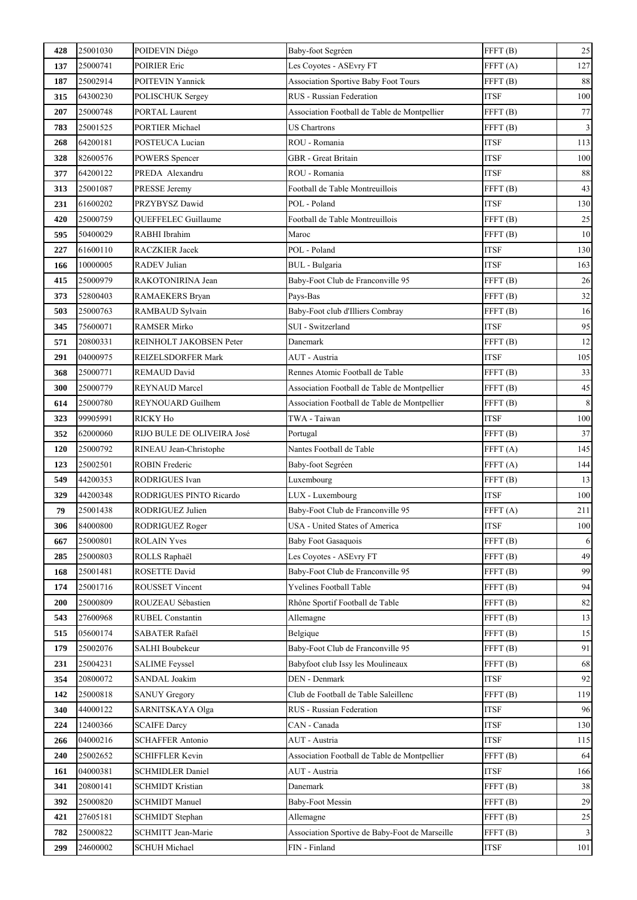| 428 | 25001030 | POIDEVIN Diégo | Baby-foot Segréen | FFFT (B) | 25 |
|---|---|---|---|---|---|
| 137 | 25000741 | POIRIER Eric | Les Coyotes - ASEvry FT | FFFT (A) | 127 |
| 187 | 25002914 | POITEVIN Yannick | Association Sportive Baby Foot Tours | FFFT (B) | 88 |
| 315 | 64300230 | POLISCHUK Sergey | RUS - Russian Federation | ITSF | 100 |
| 207 | 25000748 | PORTAL Laurent | Association Football de Table de Montpellier | FFFT (B) | 77 |
| 783 | 25001525 | PORTIER Michael | US Chartrons | FFFT (B) | 3 |
| 268 | 64200181 | POSTEUCA Lucian | ROU - Romania | ITSF | 113 |
| 328 | 82600576 | POWERS Spencer | GBR - Great Britain | ITSF | 100 |
| 377 | 64200122 | PREDA Alexandru | ROU - Romania | ITSF | 88 |
| 313 | 25001087 | PRESSE Jeremy | Football de Table Montreuillois | FFFT (B) | 43 |
| 231 | 61600202 | PRZYBYSZ Dawid | POL - Poland | ITSF | 130 |
| 420 | 25000759 | QUEFFELEC Guillaume | Football de Table Montreuillois | FFFT (B) | 25 |
| 595 | 50400029 | RABHI Ibrahim | Maroc | FFFT (B) | 10 |
| 227 | 61600110 | RACZKIER Jacek | POL - Poland | ITSF | 130 |
| 166 | 10000005 | RADEV Julian | BUL - Bulgaria | ITSF | 163 |
| 415 | 25000979 | RAKOTONIRINA Jean | Baby-Foot Club de Franconville 95 | FFFT (B) | 26 |
| 373 | 52800403 | RAMAEKERS Bryan | Pays-Bas | FFFT (B) | 32 |
| 503 | 25000763 | RAMBAUD Sylvain | Baby-Foot club d'Illiers Combray | FFFT (B) | 16 |
| 345 | 75600071 | RAMSER Mirko | SUI - Switzerland | ITSF | 95 |
| 571 | 20800331 | REINHOLT JAKOBSEN Peter | Danemark | FFFT (B) | 12 |
| 291 | 04000975 | REIZELSDORFER Mark | AUT - Austria | ITSF | 105 |
| 368 | 25000771 | REMAUD David | Rennes Atomic Football de Table | FFFT (B) | 33 |
| 300 | 25000779 | REYNAUD Marcel | Association Football de Table de Montpellier | FFFT (B) | 45 |
| 614 | 25000780 | REYNOUARD Guilhem | Association Football de Table de Montpellier | FFFT (B) | 8 |
| 323 | 99905991 | RICKY Ho | TWA - Taiwan | ITSF | 100 |
| 352 | 62000060 | RIJO BULE DE OLIVEIRA José | Portugal | FFFT (B) | 37 |
| 120 | 25000792 | RINEAU Jean-Christophe | Nantes Football de Table | FFFT (A) | 145 |
| 123 | 25002501 | ROBIN Frederic | Baby-foot Segréen | FFFT (A) | 144 |
| 549 | 44200353 | RODRIGUES Ivan | Luxembourg | FFFT (B) | 13 |
| 329 | 44200348 | RODRIGUES PINTO Ricardo | LUX - Luxembourg | ITSF | 100 |
| 79 | 25001438 | RODRIGUEZ Julien | Baby-Foot Club de Franconville 95 | FFFT (A) | 211 |
| 306 | 84000800 | RODRIGUEZ Roger | USA - United States of America | ITSF | 100 |
| 667 | 25000801 | ROLAIN Yves | Baby Foot Gasaquois | FFFT (B) | 6 |
| 285 | 25000803 | ROLLS Raphaël | Les Coyotes - ASEvry FT | FFFT (B) | 49 |
| 168 | 25001481 | ROSETTE David | Baby-Foot Club de Franconville 95 | FFFT (B) | 99 |
| 174 | 25001716 | ROUSSET Vincent | Yvelines Football Table | FFFT (B) | 94 |
| 200 | 25000809 | ROUZEAU Sébastien | Rhône Sportif Football de Table | FFFT (B) | 82 |
| 543 | 27600968 | RUBEL Constantin | Allemagne | FFFT (B) | 13 |
| 515 | 05600174 | SABATER Rafaël | Belgique | FFFT (B) | 15 |
| 179 | 25002076 | SALHI Boubekeur | Baby-Foot Club de Franconville 95 | FFFT (B) | 91 |
| 231 | 25004231 | SALIME Feyssel | Babyfoot club Issy les Moulineaux | FFFT (B) | 68 |
| 354 | 20800072 | SANDAL Joakim | DEN - Denmark | ITSF | 92 |
| 142 | 25000818 | SANUY Gregory | Club de Football de Table Saleillenc | FFFT (B) | 119 |
| 340 | 44000122 | SARNITSKAYA Olga | RUS - Russian Federation | ITSF | 96 |
| 224 | 12400366 | SCAIFE Darcy | CAN - Canada | ITSF | 130 |
| 266 | 04000216 | SCHAFFER Antonio | AUT - Austria | ITSF | 115 |
| 240 | 25002652 | SCHIFFLER Kevin | Association Football de Table de Montpellier | FFFT (B) | 64 |
| 161 | 04000381 | SCHMIDLER Daniel | AUT - Austria | ITSF | 166 |
| 341 | 20800141 | SCHMIDT Kristian | Danemark | FFFT (B) | 38 |
| 392 | 25000820 | SCHMIDT Manuel | Baby-Foot Messin | FFFT (B) | 29 |
| 421 | 27605181 | SCHMIDT Stephan | Allemagne | FFFT (B) | 25 |
| 782 | 25000822 | SCHMITT Jean-Marie | Association Sportive de Baby-Foot de Marseille | FFFT (B) | 3 |
| 299 | 24600002 | SCHUH Michael | FIN - Finland | ITSF | 101 |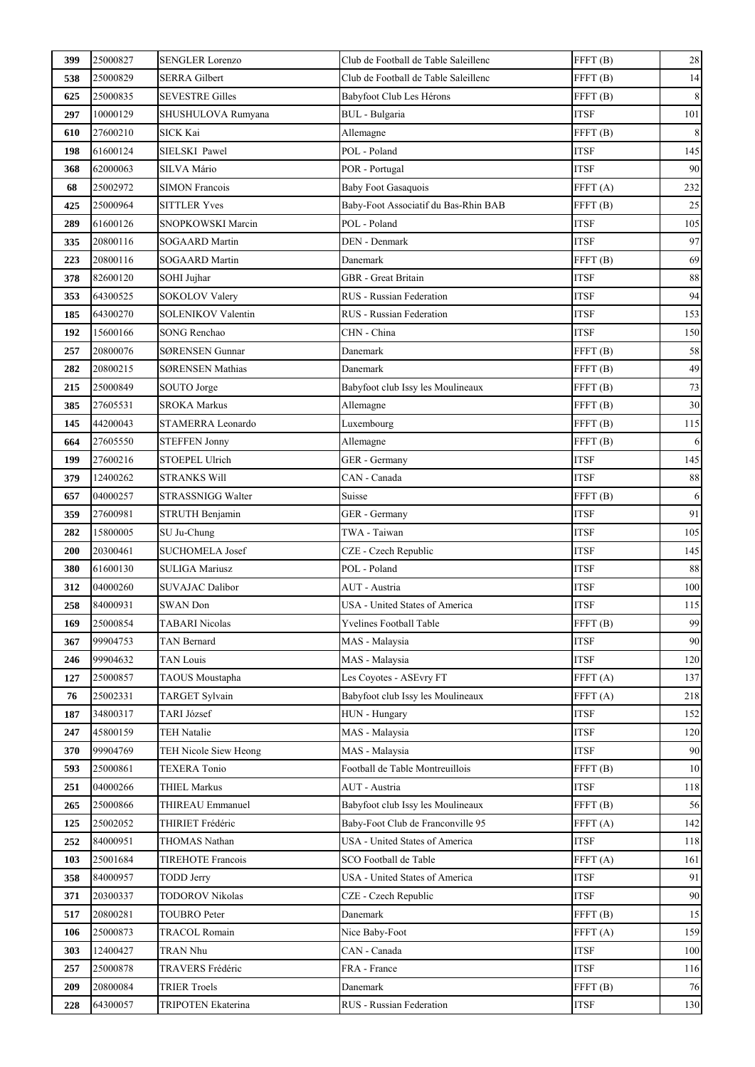| | | | | | |
|---|---|---|---|---|---|
| 399 | 25000827 | SENGLER Lorenzo | Club de Football de Table Saleillenc | FFFT (B) | 28 |
| 538 | 25000829 | SERRA Gilbert | Club de Football de Table Saleillenc | FFFT (B) | 14 |
| 625 | 25000835 | SEVESTRE Gilles | Babyfoot Club Les Hérons | FFFT (B) | 8 |
| 297 | 10000129 | SHUSHULOVA Rumyana | BUL - Bulgaria | ITSF | 101 |
| 610 | 27600210 | SICK Kai | Allemagne | FFFT (B) | 8 |
| 198 | 61600124 | SIELSKI Pawel | POL - Poland | ITSF | 145 |
| 368 | 62000063 | SILVA Mário | POR - Portugal | ITSF | 90 |
| 68 | 25002972 | SIMON Francois | Baby Foot Gasaquois | FFFT (A) | 232 |
| 425 | 25000964 | SITTLER Yves | Baby-Foot Associatif du Bas-Rhin BAB | FFFT (B) | 25 |
| 289 | 61600126 | SNOPKOWSKI Marcin | POL - Poland | ITSF | 105 |
| 335 | 20800116 | SOGAARD Martin | DEN - Denmark | ITSF | 97 |
| 223 | 20800116 | SOGAARD Martin | Danemark | FFFT (B) | 69 |
| 378 | 82600120 | SOHI Jujhar | GBR - Great Britain | ITSF | 88 |
| 353 | 64300525 | SOKOLOV Valery | RUS - Russian Federation | ITSF | 94 |
| 185 | 64300270 | SOLENIKOV Valentin | RUS - Russian Federation | ITSF | 153 |
| 192 | 15600166 | SONG Renchao | CHN - China | ITSF | 150 |
| 257 | 20800076 | SØRENSEN Gunnar | Danemark | FFFT (B) | 58 |
| 282 | 20800215 | SØRENSEN Mathias | Danemark | FFFT (B) | 49 |
| 215 | 25000849 | SOUTO Jorge | Babyfoot club Issy les Moulineaux | FFFT (B) | 73 |
| 385 | 27605531 | SROKA Markus | Allemagne | FFFT (B) | 30 |
| 145 | 44200043 | STAMERRA Leonardo | Luxembourg | FFFT (B) | 115 |
| 664 | 27605550 | STEFFEN Jonny | Allemagne | FFFT (B) | 6 |
| 199 | 27600216 | STOEPEL Ulrich | GER - Germany | ITSF | 145 |
| 379 | 12400262 | STRANKS Will | CAN - Canada | ITSF | 88 |
| 657 | 04000257 | STRASSNIGG Walter | Suisse | FFFT (B) | 6 |
| 359 | 27600981 | STRUTH Benjamin | GER - Germany | ITSF | 91 |
| 282 | 15800005 | SU Ju-Chung | TWA - Taiwan | ITSF | 105 |
| 200 | 20300461 | SUCHOMELA Josef | CZE - Czech Republic | ITSF | 145 |
| 380 | 61600130 | SULIGA Mariusz | POL - Poland | ITSF | 88 |
| 312 | 04000260 | SUVAJAC Dalibor | AUT - Austria | ITSF | 100 |
| 258 | 84000931 | SWAN Don | USA - United States of America | ITSF | 115 |
| 169 | 25000854 | TABARI Nicolas | Yvelines Football Table | FFFT (B) | 99 |
| 367 | 99904753 | TAN Bernard | MAS - Malaysia | ITSF | 90 |
| 246 | 99904632 | TAN Louis | MAS - Malaysia | ITSF | 120 |
| 127 | 25000857 | TAOUS Moustapha | Les Coyotes - ASEvry FT | FFFT (A) | 137 |
| 76 | 25002331 | TARGET Sylvain | Babyfoot club Issy les Moulineaux | FFFT (A) | 218 |
| 187 | 34800317 | TARI József | HUN - Hungary | ITSF | 152 |
| 247 | 45800159 | TEH Natalie | MAS - Malaysia | ITSF | 120 |
| 370 | 99904769 | TEH Nicole Siew Heong | MAS - Malaysia | ITSF | 90 |
| 593 | 25000861 | TEXERA Tonio | Football de Table Montreuillois | FFFT (B) | 10 |
| 251 | 04000266 | THIEL Markus | AUT - Austria | ITSF | 118 |
| 265 | 25000866 | THIREAU Emmanuel | Babyfoot club Issy les Moulineaux | FFFT (B) | 56 |
| 125 | 25002052 | THIRIET Frédéric | Baby-Foot Club de Franconville 95 | FFFT (A) | 142 |
| 252 | 84000951 | THOMAS Nathan | USA - United States of America | ITSF | 118 |
| 103 | 25001684 | TIREHOTE Francois | SCO Football de Table | FFFT (A) | 161 |
| 358 | 84000957 | TODD Jerry | USA - United States of America | ITSF | 91 |
| 371 | 20300337 | TODOROV Nikolas | CZE - Czech Republic | ITSF | 90 |
| 517 | 20800281 | TOUBRO Peter | Danemark | FFFT (B) | 15 |
| 106 | 25000873 | TRACOL Romain | Nice Baby-Foot | FFFT (A) | 159 |
| 303 | 12400427 | TRAN Nhu | CAN - Canada | ITSF | 100 |
| 257 | 25000878 | TRAVERS Frédéric | FRA - France | ITSF | 116 |
| 209 | 20800084 | TRIER Troels | Danemark | FFFT (B) | 76 |
| 228 | 64300057 | TRIPOTEN Ekaterina | RUS - Russian Federation | ITSF | 130 |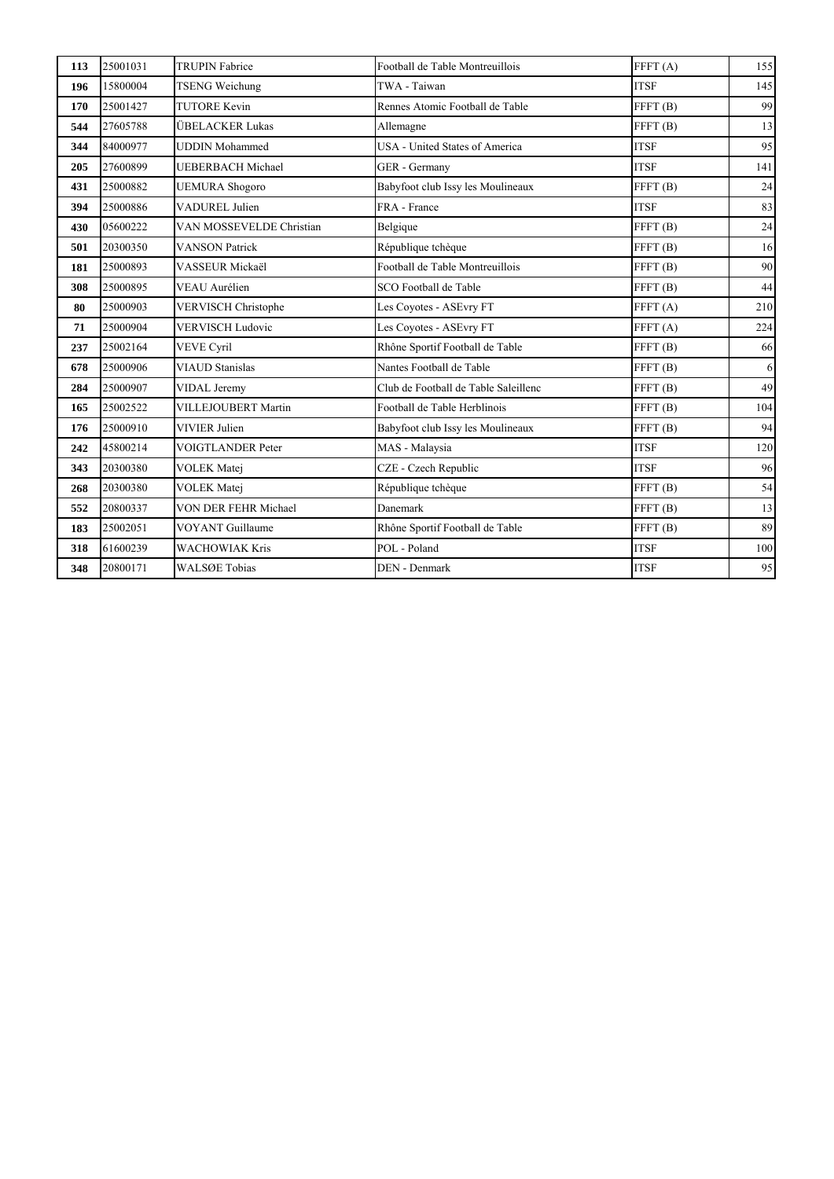| | | | | | |
|---|---|---|---|---|---|
| **113** | 25001031 | TRUPIN Fabrice | Football de Table Montreuillois | FFFT (A) | 155 |
| **196** | 15800004 | TSENG Weichung | TWA - Taiwan | ITSF | 145 |
| **170** | 25001427 | TUTORE Kevin | Rennes Atomic Football de Table | FFFT (B) | 99 |
| **544** | 27605788 | ÜBELACKER Lukas | Allemagne | FFFT (B) | 13 |
| **344** | 84000977 | UDDIN Mohammed | USA - United States of America | ITSF | 95 |
| **205** | 27600899 | UEBERBACH Michael | GER - Germany | ITSF | 141 |
| **431** | 25000882 | UEMURA Shogoro | Babyfoot club Issy les Moulineaux | FFFT (B) | 24 |
| **394** | 25000886 | VADUREL Julien | FRA - France | ITSF | 83 |
| **430** | 05600222 | VAN MOSSEVELDE Christian | Belgique | FFFT (B) | 24 |
| **501** | 20300350 | VANSON Patrick | République tchèque | FFFT (B) | 16 |
| **181** | 25000893 | VASSEUR Mickaël | Football de Table Montreuillois | FFFT (B) | 90 |
| **308** | 25000895 | VEAU Aurélien | SCO Football de Table | FFFT (B) | 44 |
| **80** | 25000903 | VERVISCH Christophe | Les Coyotes - ASEvry FT | FFFT (A) | 210 |
| **71** | 25000904 | VERVISCH Ludovic | Les Coyotes - ASEvry FT | FFFT (A) | 224 |
| **237** | 25002164 | VEVE Cyril | Rhône Sportif Football de Table | FFFT (B) | 66 |
| **678** | 25000906 | VIAUD Stanislas | Nantes Football de Table | FFFT (B) | 6 |
| **284** | 25000907 | VIDAL Jeremy | Club de Football de Table Saleillenc | FFFT (B) | 49 |
| **165** | 25002522 | VILLEJOUBERT Martin | Football de Table Herblinois | FFFT (B) | 104 |
| **176** | 25000910 | VIVIER Julien | Babyfoot club Issy les Moulineaux | FFFT (B) | 94 |
| **242** | 45800214 | VOIGTLANDER Peter | MAS - Malaysia | ITSF | 120 |
| **343** | 20300380 | VOLEK Matej | CZE - Czech Republic | ITSF | 96 |
| **268** | 20300380 | VOLEK Matej | République tchèque | FFFT (B) | 54 |
| **552** | 20800337 | VON DER FEHR Michael | Danemark | FFFT (B) | 13 |
| **183** | 25002051 | VOYANT Guillaume | Rhône Sportif Football de Table | FFFT (B) | 89 |
| **318** | 61600239 | WACHOWIAK Kris | POL - Poland | ITSF | 100 |
| **348** | 20800171 | WALSØE Tobias | DEN - Denmark | ITSF | 95 |